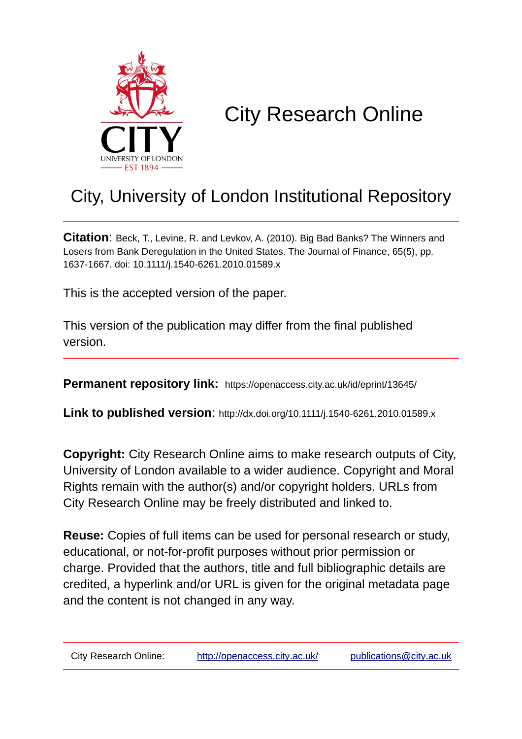# City Research Online

## City, University of London Institutional Repository

**Citation**: Beck, T., Levine, R. and Levkov, A. (2010). Big Bad Banks? The Winners and Losers from Bank Deregulation in the United States. The Journal of Finance, 65(5), pp. 1637-1667. doi: 10.1111/j.1540-6261.2010.01589.x

This is the accepted version of the paper.

This version of the publication may differ from the final published version.

**Permanent repository link:** https://openaccess.city.ac.uk/id/eprint/13645/

**Link to published version**: http://dx.doi.org/10.1111/j.1540-6261.2010.01589.x

**Copyright:** City Research Online aims to make research outputs of City, University of London available to a wider audience. Copyright and Moral Rights remain with the author(s) and/or copyright holders. URLs from City Research Online may be freely distributed and linked to.

**Reuse:** Copies of full items can be used for personal research or study, educational, or not-for-profit purposes without prior permission or charge. Provided that the authors, title and full bibliographic details are credited, a hyperlink and/or URL is given for the original metadata page and the content is not changed in any way.

City Research Online: http://openaccess.city.ac.uk/ publications@city.ac.uk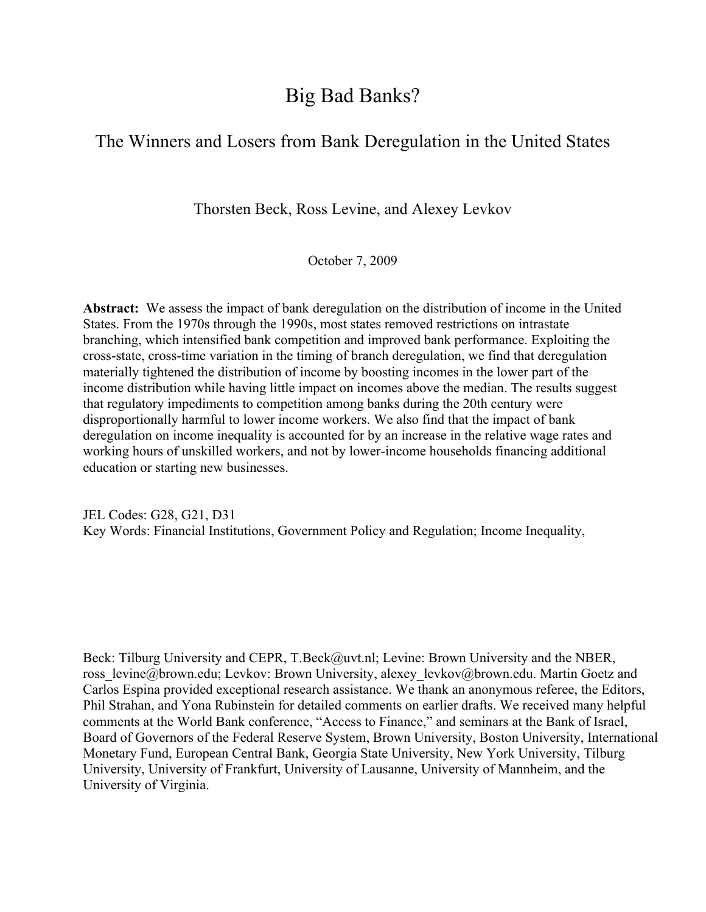# Big Bad Banks?

## The Winners and Losers from Bank Deregulation in the United States

Thorsten Beck, Ross Levine, and Alexey Levkov

October 7, 2009

**Abstract:** We assess the impact of bank deregulation on the distribution of income in the United States. From the 1970s through the 1990s, most states removed restrictions on intrastate branching, which intensified bank competition and improved bank performance. Exploiting the cross-state, cross-time variation in the timing of branch deregulation, we find that deregulation materially tightened the distribution of income by boosting incomes in the lower part of the income distribution while having little impact on incomes above the median. The results suggest that regulatory impediments to competition among banks during the 20th century were disproportionally harmful to lower income workers. We also find that the impact of bank deregulation on income inequality is accounted for by an increase in the relative wage rates and working hours of unskilled workers, and not by lower-income households financing additional education or starting new businesses.

JEL Codes: G28, G21, D31
Key Words: Financial Institutions, Government Policy and Regulation; Income Inequality,

Beck: Tilburg University and CEPR, T.Beck@uvt.nl; Levine: Brown University and the NBER, ross_levine@brown.edu; Levkov: Brown University, alexey_levkov@brown.edu. Martin Goetz and Carlos Espina provided exceptional research assistance. We thank an anonymous referee, the Editors, Phil Strahan, and Yona Rubinstein for detailed comments on earlier drafts. We received many helpful comments at the World Bank conference, "Access to Finance," and seminars at the Bank of Israel, Board of Governors of the Federal Reserve System, Brown University, Boston University, International Monetary Fund, European Central Bank, Georgia State University, New York University, Tilburg University, University of Frankfurt, University of Lausanne, University of Mannheim, and the University of Virginia.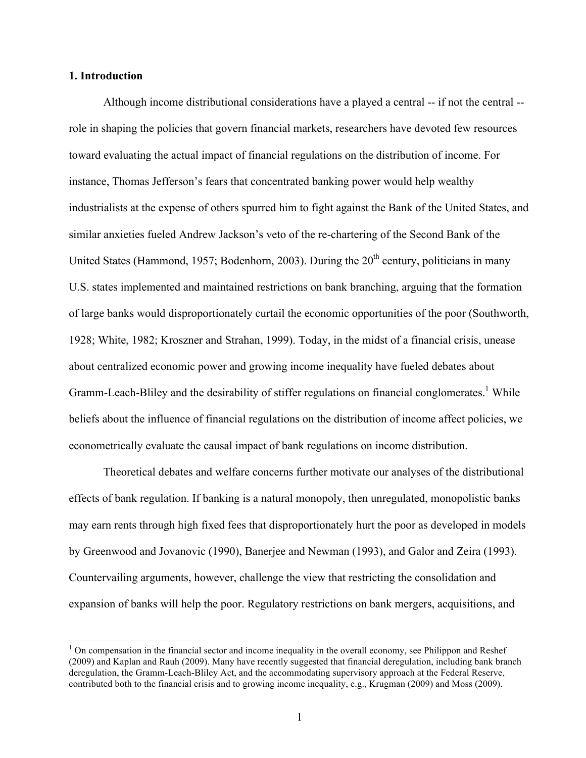## 1. Introduction

Although income distributional considerations have a played a central -- if not the central -- role in shaping the policies that govern financial markets, researchers have devoted few resources toward evaluating the actual impact of financial regulations on the distribution of income. For instance, Thomas Jefferson's fears that concentrated banking power would help wealthy industrialists at the expense of others spurred him to fight against the Bank of the United States, and similar anxieties fueled Andrew Jackson's veto of the re-chartering of the Second Bank of the United States (Hammond, 1957; Bodenhorn, 2003). During the 20th century, politicians in many U.S. states implemented and maintained restrictions on bank branching, arguing that the formation of large banks would disproportionately curtail the economic opportunities of the poor (Southworth, 1928; White, 1982; Kroszner and Strahan, 1999). Today, in the midst of a financial crisis, unease about centralized economic power and growing income inequality have fueled debates about Gramm-Leach-Bliley and the desirability of stiffer regulations on financial conglomerates.[1] While beliefs about the influence of financial regulations on the distribution of income affect policies, we econometrically evaluate the causal impact of bank regulations on income distribution.

Theoretical debates and welfare concerns further motivate our analyses of the distributional effects of bank regulation. If banking is a natural monopoly, then unregulated, monopolistic banks may earn rents through high fixed fees that disproportionately hurt the poor as developed in models by Greenwood and Jovanovic (1990), Banerjee and Newman (1993), and Galor and Zeira (1993). Countervailing arguments, however, challenge the view that restricting the consolidation and expansion of banks will help the poor. Regulatory restrictions on bank mergers, acquisitions, and

[1] On compensation in the financial sector and income inequality in the overall economy, see Philippon and Reshef (2009) and Kaplan and Rauh (2009). Many have recently suggested that financial deregulation, including bank branch deregulation, the Gramm-Leach-Bliley Act, and the accommodating supervisory approach at the Federal Reserve, contributed both to the financial crisis and to growing income inequality, e.g., Krugman (2009) and Moss (2009).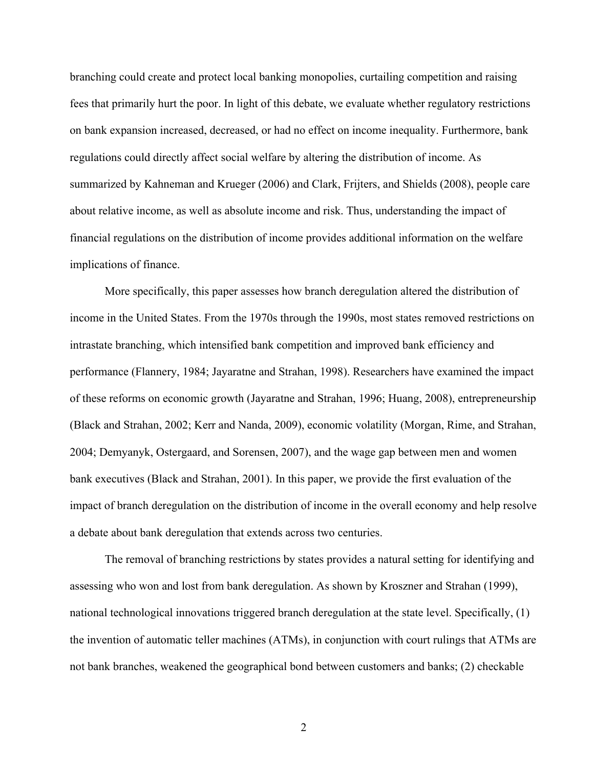branching could create and protect local banking monopolies, curtailing competition and raising fees that primarily hurt the poor. In light of this debate, we evaluate whether regulatory restrictions on bank expansion increased, decreased, or had no effect on income inequality. Furthermore, bank regulations could directly affect social welfare by altering the distribution of income. As summarized by Kahneman and Krueger (2006) and Clark, Frijters, and Shields (2008), people care about relative income, as well as absolute income and risk. Thus, understanding the impact of financial regulations on the distribution of income provides additional information on the welfare implications of finance.

More specifically, this paper assesses how branch deregulation altered the distribution of income in the United States. From the 1970s through the 1990s, most states removed restrictions on intrastate branching, which intensified bank competition and improved bank efficiency and performance (Flannery, 1984; Jayaratne and Strahan, 1998). Researchers have examined the impact of these reforms on economic growth (Jayaratne and Strahan, 1996; Huang, 2008), entrepreneurship (Black and Strahan, 2002; Kerr and Nanda, 2009), economic volatility (Morgan, Rime, and Strahan, 2004; Demyanyk, Ostergaard, and Sorensen, 2007), and the wage gap between men and women bank executives (Black and Strahan, 2001). In this paper, we provide the first evaluation of the impact of branch deregulation on the distribution of income in the overall economy and help resolve a debate about bank deregulation that extends across two centuries.

The removal of branching restrictions by states provides a natural setting for identifying and assessing who won and lost from bank deregulation. As shown by Kroszner and Strahan (1999), national technological innovations triggered branch deregulation at the state level. Specifically, (1) the invention of automatic teller machines (ATMs), in conjunction with court rulings that ATMs are not bank branches, weakened the geographical bond between customers and banks; (2) checkable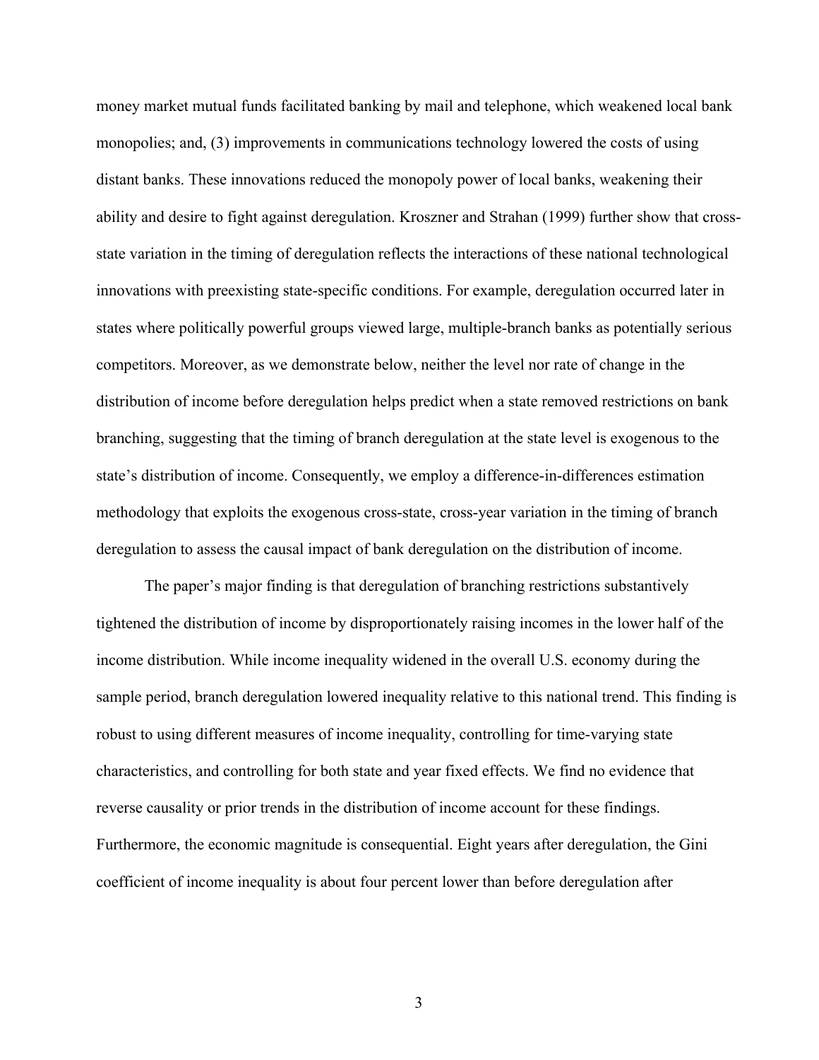money market mutual funds facilitated banking by mail and telephone, which weakened local bank monopolies; and, (3) improvements in communications technology lowered the costs of using distant banks. These innovations reduced the monopoly power of local banks, weakening their ability and desire to fight against deregulation. Kroszner and Strahan (1999) further show that cross-state variation in the timing of deregulation reflects the interactions of these national technological innovations with preexisting state-specific conditions. For example, deregulation occurred later in states where politically powerful groups viewed large, multiple-branch banks as potentially serious competitors. Moreover, as we demonstrate below, neither the level nor rate of change in the distribution of income before deregulation helps predict when a state removed restrictions on bank branching, suggesting that the timing of branch deregulation at the state level is exogenous to the state's distribution of income. Consequently, we employ a difference-in-differences estimation methodology that exploits the exogenous cross-state, cross-year variation in the timing of branch deregulation to assess the causal impact of bank deregulation on the distribution of income.

The paper's major finding is that deregulation of branching restrictions substantively tightened the distribution of income by disproportionately raising incomes in the lower half of the income distribution. While income inequality widened in the overall U.S. economy during the sample period, branch deregulation lowered inequality relative to this national trend. This finding is robust to using different measures of income inequality, controlling for time-varying state characteristics, and controlling for both state and year fixed effects. We find no evidence that reverse causality or prior trends in the distribution of income account for these findings. Furthermore, the economic magnitude is consequential. Eight years after deregulation, the Gini coefficient of income inequality is about four percent lower than before deregulation after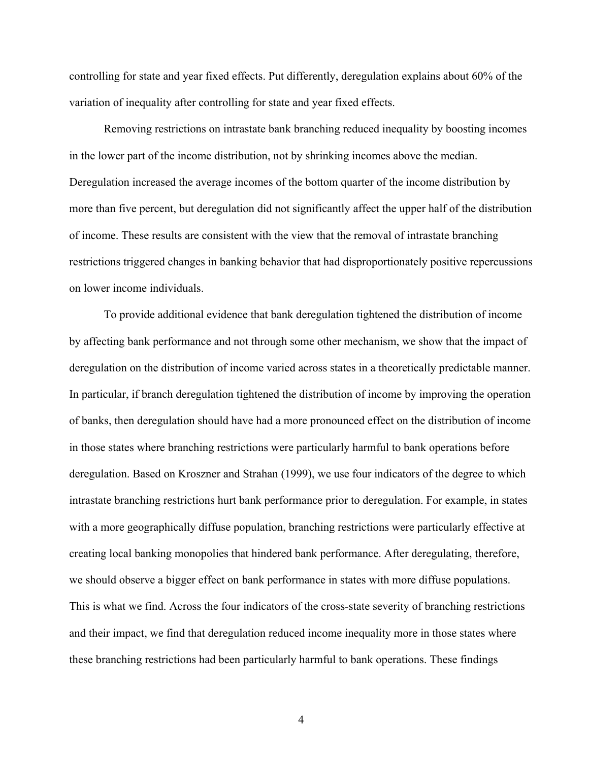controlling for state and year fixed effects. Put differently, deregulation explains about 60% of the variation of inequality after controlling for state and year fixed effects.

Removing restrictions on intrastate bank branching reduced inequality by boosting incomes in the lower part of the income distribution, not by shrinking incomes above the median. Deregulation increased the average incomes of the bottom quarter of the income distribution by more than five percent, but deregulation did not significantly affect the upper half of the distribution of income. These results are consistent with the view that the removal of intrastate branching restrictions triggered changes in banking behavior that had disproportionately positive repercussions on lower income individuals.

To provide additional evidence that bank deregulation tightened the distribution of income by affecting bank performance and not through some other mechanism, we show that the impact of deregulation on the distribution of income varied across states in a theoretically predictable manner. In particular, if branch deregulation tightened the distribution of income by improving the operation of banks, then deregulation should have had a more pronounced effect on the distribution of income in those states where branching restrictions were particularly harmful to bank operations before deregulation. Based on Kroszner and Strahan (1999), we use four indicators of the degree to which intrastate branching restrictions hurt bank performance prior to deregulation. For example, in states with a more geographically diffuse population, branching restrictions were particularly effective at creating local banking monopolies that hindered bank performance. After deregulating, therefore, we should observe a bigger effect on bank performance in states with more diffuse populations. This is what we find. Across the four indicators of the cross-state severity of branching restrictions and their impact, we find that deregulation reduced income inequality more in those states where these branching restrictions had been particularly harmful to bank operations. These findings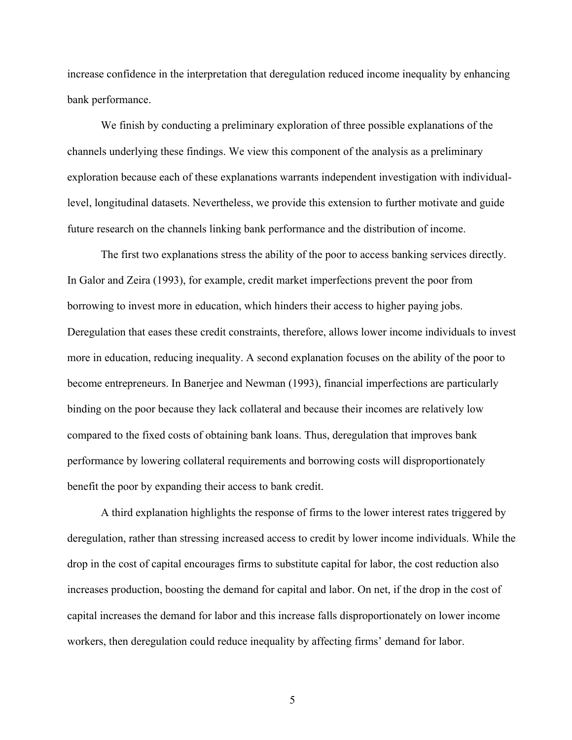increase confidence in the interpretation that deregulation reduced income inequality by enhancing bank performance.

We finish by conducting a preliminary exploration of three possible explanations of the channels underlying these findings. We view this component of the analysis as a preliminary exploration because each of these explanations warrants independent investigation with individual-level, longitudinal datasets. Nevertheless, we provide this extension to further motivate and guide future research on the channels linking bank performance and the distribution of income.

The first two explanations stress the ability of the poor to access banking services directly. In Galor and Zeira (1993), for example, credit market imperfections prevent the poor from borrowing to invest more in education, which hinders their access to higher paying jobs. Deregulation that eases these credit constraints, therefore, allows lower income individuals to invest more in education, reducing inequality. A second explanation focuses on the ability of the poor to become entrepreneurs. In Banerjee and Newman (1993), financial imperfections are particularly binding on the poor because they lack collateral and because their incomes are relatively low compared to the fixed costs of obtaining bank loans. Thus, deregulation that improves bank performance by lowering collateral requirements and borrowing costs will disproportionately benefit the poor by expanding their access to bank credit.

A third explanation highlights the response of firms to the lower interest rates triggered by deregulation, rather than stressing increased access to credit by lower income individuals. While the drop in the cost of capital encourages firms to substitute capital for labor, the cost reduction also increases production, boosting the demand for capital and labor. On net, if the drop in the cost of capital increases the demand for labor and this increase falls disproportionately on lower income workers, then deregulation could reduce inequality by affecting firms' demand for labor.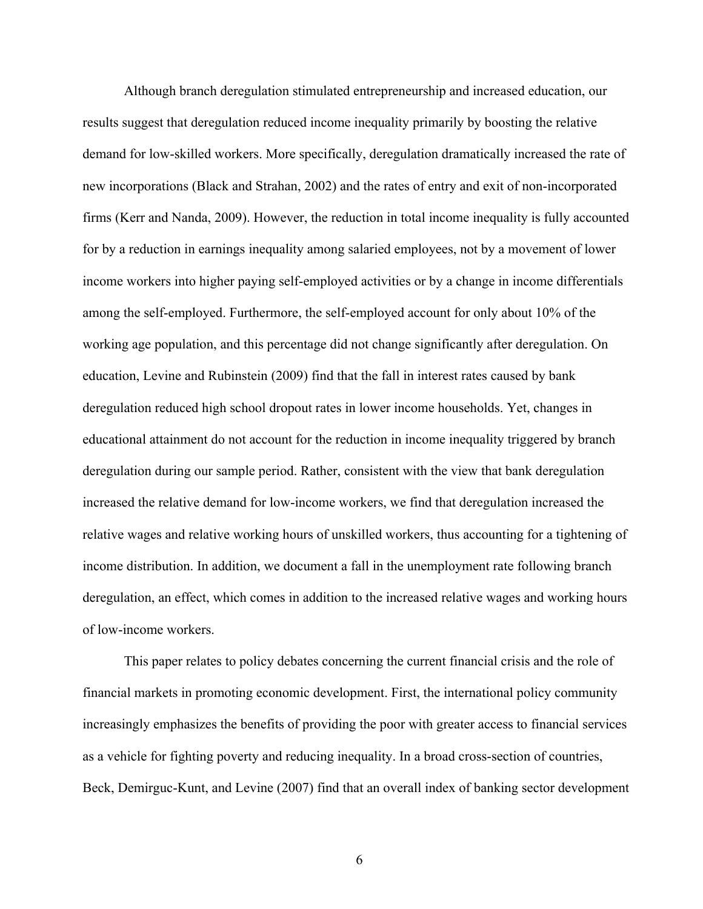Although branch deregulation stimulated entrepreneurship and increased education, our results suggest that deregulation reduced income inequality primarily by boosting the relative demand for low-skilled workers. More specifically, deregulation dramatically increased the rate of new incorporations (Black and Strahan, 2002) and the rates of entry and exit of non-incorporated firms (Kerr and Nanda, 2009). However, the reduction in total income inequality is fully accounted for by a reduction in earnings inequality among salaried employees, not by a movement of lower income workers into higher paying self-employed activities or by a change in income differentials among the self-employed. Furthermore, the self-employed account for only about 10% of the working age population, and this percentage did not change significantly after deregulation. On education, Levine and Rubinstein (2009) find that the fall in interest rates caused by bank deregulation reduced high school dropout rates in lower income households. Yet, changes in educational attainment do not account for the reduction in income inequality triggered by branch deregulation during our sample period. Rather, consistent with the view that bank deregulation increased the relative demand for low-income workers, we find that deregulation increased the relative wages and relative working hours of unskilled workers, thus accounting for a tightening of income distribution. In addition, we document a fall in the unemployment rate following branch deregulation, an effect, which comes in addition to the increased relative wages and working hours of low-income workers.

This paper relates to policy debates concerning the current financial crisis and the role of financial markets in promoting economic development. First, the international policy community increasingly emphasizes the benefits of providing the poor with greater access to financial services as a vehicle for fighting poverty and reducing inequality. In a broad cross-section of countries, Beck, Demirguc-Kunt, and Levine (2007) find that an overall index of banking sector development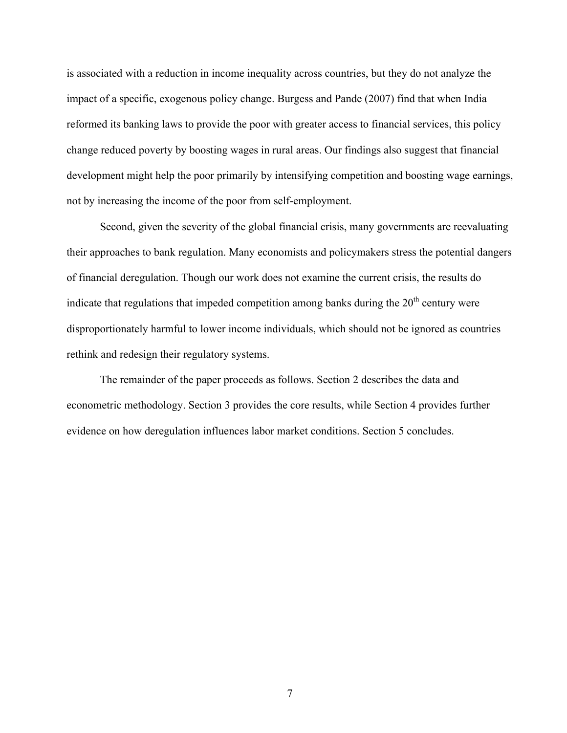is associated with a reduction in income inequality across countries, but they do not analyze the impact of a specific, exogenous policy change. Burgess and Pande (2007) find that when India reformed its banking laws to provide the poor with greater access to financial services, this policy change reduced poverty by boosting wages in rural areas. Our findings also suggest that financial development might help the poor primarily by intensifying competition and boosting wage earnings, not by increasing the income of the poor from self-employment.

Second, given the severity of the global financial crisis, many governments are reevaluating their approaches to bank regulation. Many economists and policymakers stress the potential dangers of financial deregulation. Though our work does not examine the current crisis, the results do indicate that regulations that impeded competition among banks during the 20th century were disproportionately harmful to lower income individuals, which should not be ignored as countries rethink and redesign their regulatory systems.

The remainder of the paper proceeds as follows. Section 2 describes the data and econometric methodology. Section 3 provides the core results, while Section 4 provides further evidence on how deregulation influences labor market conditions. Section 5 concludes.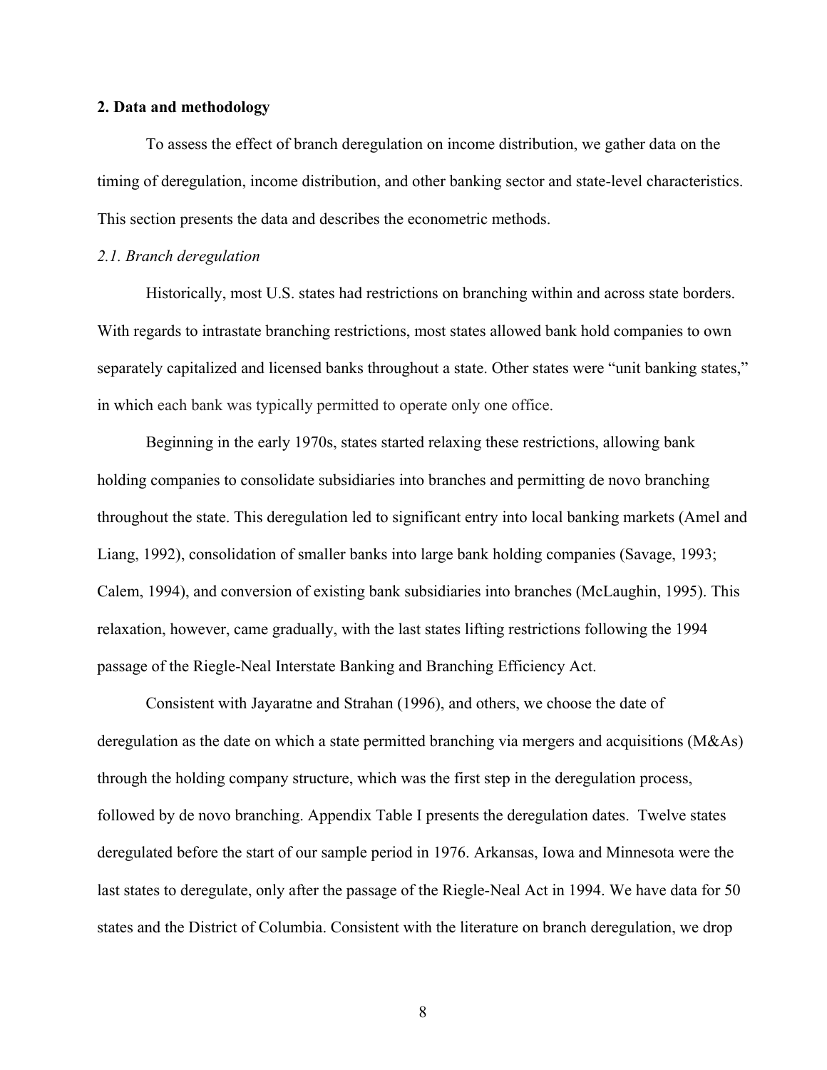## 2. Data and methodology

To assess the effect of branch deregulation on income distribution, we gather data on the timing of deregulation, income distribution, and other banking sector and state-level characteristics. This section presents the data and describes the econometric methods.

### *2.1. Branch deregulation*

Historically, most U.S. states had restrictions on branching within and across state borders. With regards to intrastate branching restrictions, most states allowed bank hold companies to own separately capitalized and licensed banks throughout a state. Other states were "unit banking states," in which each bank was typically permitted to operate only one office.

Beginning in the early 1970s, states started relaxing these restrictions, allowing bank holding companies to consolidate subsidiaries into branches and permitting de novo branching throughout the state. This deregulation led to significant entry into local banking markets (Amel and Liang, 1992), consolidation of smaller banks into large bank holding companies (Savage, 1993; Calem, 1994), and conversion of existing bank subsidiaries into branches (McLaughin, 1995). This relaxation, however, came gradually, with the last states lifting restrictions following the 1994 passage of the Riegle-Neal Interstate Banking and Branching Efficiency Act.

Consistent with Jayaratne and Strahan (1996), and others, we choose the date of deregulation as the date on which a state permitted branching via mergers and acquisitions (M&As) through the holding company structure, which was the first step in the deregulation process, followed by de novo branching. Appendix Table I presents the deregulation dates. Twelve states deregulated before the start of our sample period in 1976. Arkansas, Iowa and Minnesota were the last states to deregulate, only after the passage of the Riegle-Neal Act in 1994. We have data for 50 states and the District of Columbia. Consistent with the literature on branch deregulation, we drop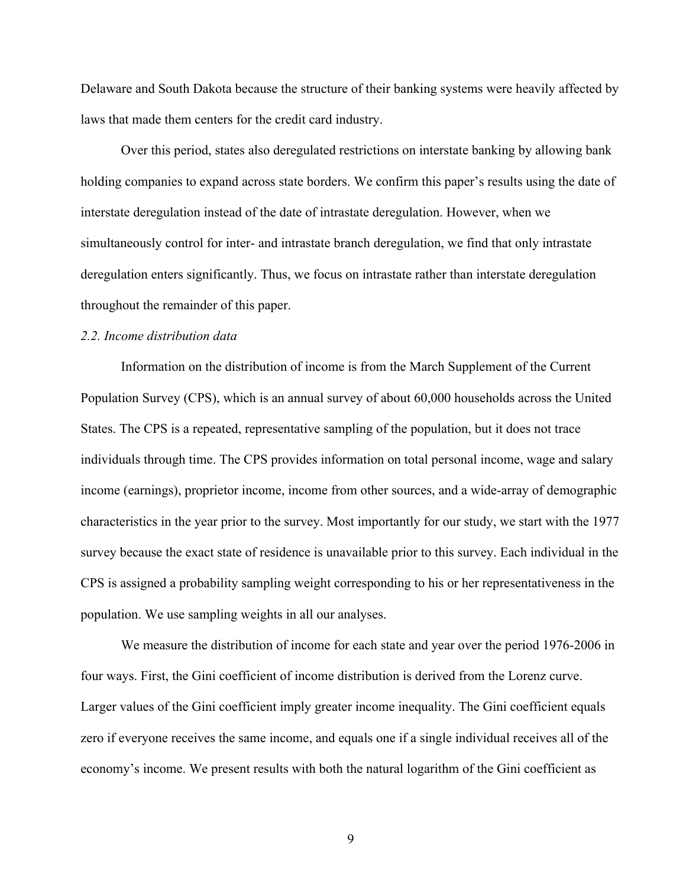Delaware and South Dakota because the structure of their banking systems were heavily affected by laws that made them centers for the credit card industry.

Over this period, states also deregulated restrictions on interstate banking by allowing bank holding companies to expand across state borders. We confirm this paper's results using the date of interstate deregulation instead of the date of intrastate deregulation. However, when we simultaneously control for inter- and intrastate branch deregulation, we find that only intrastate deregulation enters significantly. Thus, we focus on intrastate rather than interstate deregulation throughout the remainder of this paper.

*2.2. Income distribution data*

Information on the distribution of income is from the March Supplement of the Current Population Survey (CPS), which is an annual survey of about 60,000 households across the United States. The CPS is a repeated, representative sampling of the population, but it does not trace individuals through time. The CPS provides information on total personal income, wage and salary income (earnings), proprietor income, income from other sources, and a wide-array of demographic characteristics in the year prior to the survey. Most importantly for our study, we start with the 1977 survey because the exact state of residence is unavailable prior to this survey. Each individual in the CPS is assigned a probability sampling weight corresponding to his or her representativeness in the population. We use sampling weights in all our analyses.

We measure the distribution of income for each state and year over the period 1976-2006 in four ways. First, the Gini coefficient of income distribution is derived from the Lorenz curve. Larger values of the Gini coefficient imply greater income inequality. The Gini coefficient equals zero if everyone receives the same income, and equals one if a single individual receives all of the economy's income. We present results with both the natural logarithm of the Gini coefficient as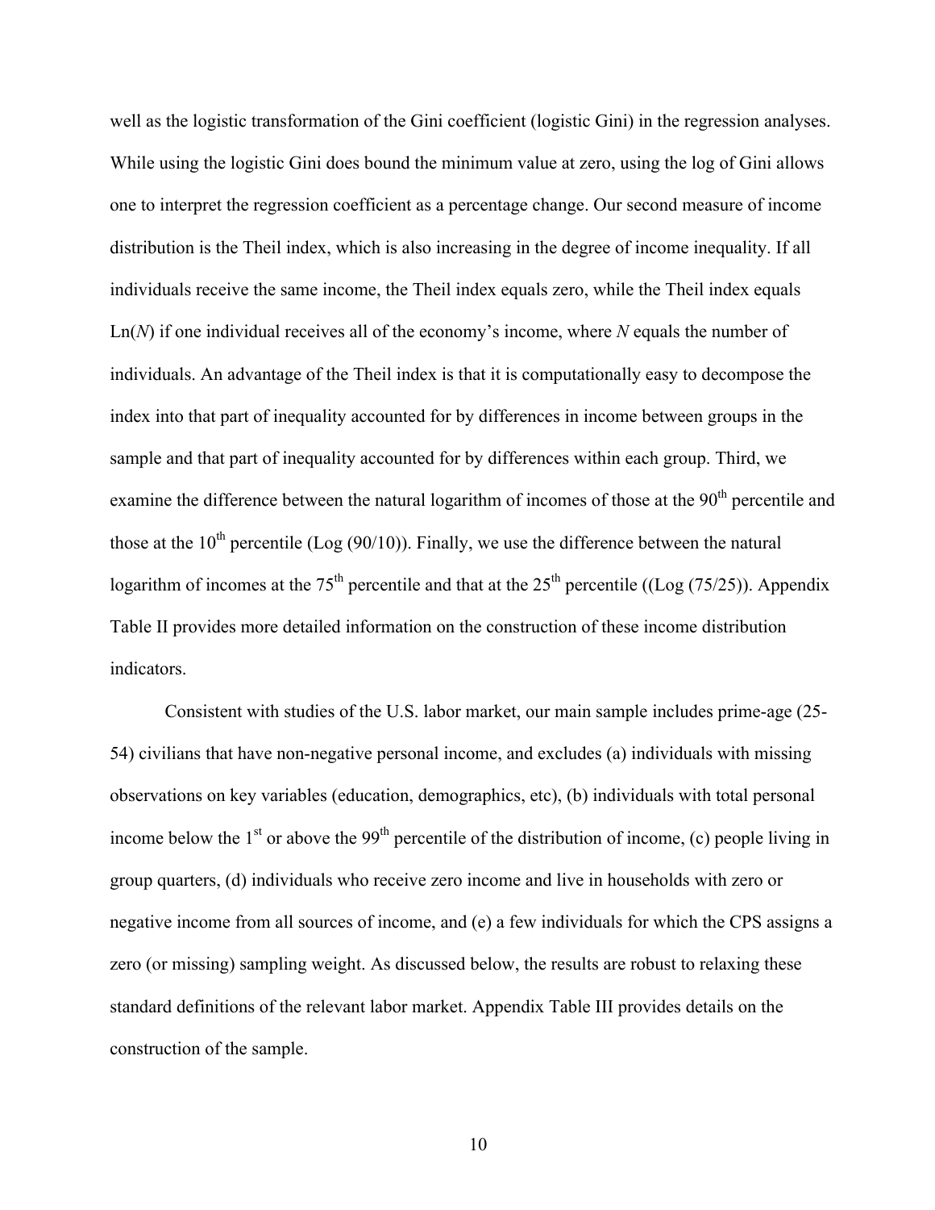well as the logistic transformation of the Gini coefficient (logistic Gini) in the regression analyses. While using the logistic Gini does bound the minimum value at zero, using the log of Gini allows one to interpret the regression coefficient as a percentage change. Our second measure of income distribution is the Theil index, which is also increasing in the degree of income inequality. If all individuals receive the same income, the Theil index equals zero, while the Theil index equals Ln($N$) if one individual receives all of the economy's income, where $N$ equals the number of individuals. An advantage of the Theil index is that it is computationally easy to decompose the index into that part of inequality accounted for by differences in income between groups in the sample and that part of inequality accounted for by differences within each group. Third, we examine the difference between the natural logarithm of incomes of those at the 90$^{th}$ percentile and those at the 10$^{th}$ percentile (Log (90/10)). Finally, we use the difference between the natural logarithm of incomes at the 75$^{th}$ percentile and that at the 25$^{th}$ percentile ((Log (75/25)). Appendix Table II provides more detailed information on the construction of these income distribution indicators.

Consistent with studies of the U.S. labor market, our main sample includes prime-age (25-54) civilians that have non-negative personal income, and excludes (a) individuals with missing observations on key variables (education, demographics, etc), (b) individuals with total personal income below the 1$^{st}$ or above the 99$^{th}$ percentile of the distribution of income, (c) people living in group quarters, (d) individuals who receive zero income and live in households with zero or negative income from all sources of income, and (e) a few individuals for which the CPS assigns a zero (or missing) sampling weight. As discussed below, the results are robust to relaxing these standard definitions of the relevant labor market. Appendix Table III provides details on the construction of the sample.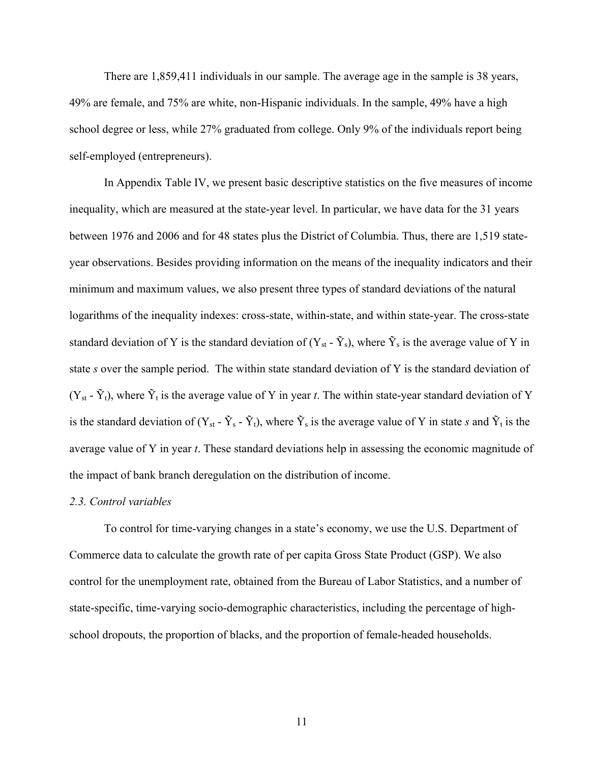There are 1,859,411 individuals in our sample. The average age in the sample is 38 years, 49% are female, and 75% are white, non-Hispanic individuals. In the sample, 49% have a high school degree or less, while 27% graduated from college. Only 9% of the individuals report being self-employed (entrepreneurs).

In Appendix Table IV, we present basic descriptive statistics on the five measures of income inequality, which are measured at the state-year level. In particular, we have data for the 31 years between 1976 and 2006 and for 48 states plus the District of Columbia. Thus, there are 1,519 state-year observations. Besides providing information on the means of the inequality indicators and their minimum and maximum values, we also present three types of standard deviations of the natural logarithms of the inequality indexes: cross-state, within-state, and within state-year. The cross-state standard deviation of Y is the standard deviation of ($Y_{st}$ - $\tilde{Y}_s$), where $\tilde{Y}_s$ is the average value of Y in state *s* over the sample period. The within state standard deviation of Y is the standard deviation of ($Y_{st}$ - $\tilde{Y}_t$), where $\tilde{Y}_t$ is the average value of Y in year *t*. The within state-year standard deviation of Y is the standard deviation of ($Y_{st}$ - $\tilde{Y}_s$ - $\tilde{Y}_t$), where $\tilde{Y}_s$ is the average value of Y in state *s* and $\tilde{Y}_t$ is the average value of Y in year *t*. These standard deviations help in assessing the economic magnitude of the impact of bank branch deregulation on the distribution of income.

### *2.3. Control variables*

To control for time-varying changes in a state's economy, we use the U.S. Department of Commerce data to calculate the growth rate of per capita Gross State Product (GSP). We also control for the unemployment rate, obtained from the Bureau of Labor Statistics, and a number of state-specific, time-varying socio-demographic characteristics, including the percentage of high-school dropouts, the proportion of blacks, and the proportion of female-headed households.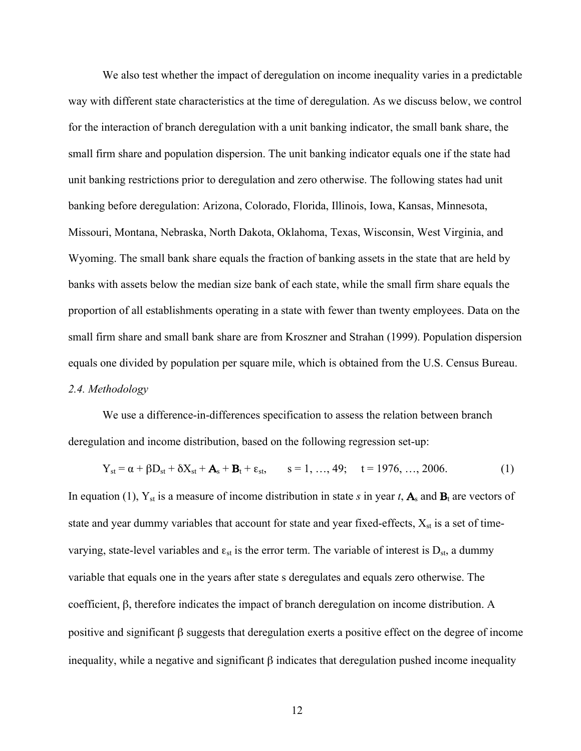We also test whether the impact of deregulation on income inequality varies in a predictable way with different state characteristics at the time of deregulation. As we discuss below, we control for the interaction of branch deregulation with a unit banking indicator, the small bank share, the small firm share and population dispersion. The unit banking indicator equals one if the state had unit banking restrictions prior to deregulation and zero otherwise. The following states had unit banking before deregulation: Arizona, Colorado, Florida, Illinois, Iowa, Kansas, Minnesota, Missouri, Montana, Nebraska, North Dakota, Oklahoma, Texas, Wisconsin, West Virginia, and Wyoming. The small bank share equals the fraction of banking assets in the state that are held by banks with assets below the median size bank of each state, while the small firm share equals the proportion of all establishments operating in a state with fewer than twenty employees. Data on the small firm share and small bank share are from Kroszner and Strahan (1999). Population dispersion equals one divided by population per square mile, which is obtained from the U.S. Census Bureau.

### *2.4. Methodology*

We use a difference-in-differences specification to assess the relation between branch deregulation and income distribution, based on the following regression set-up:

$$Y_{st} = \alpha + \beta D_{st} + \delta X_{st} + \mathbf{A}_s + \mathbf{B}_t + \varepsilon_{st}, \qquad s = 1, \ldots, 49; \quad t = 1976, \ldots, 2006. \tag{1}$$

In equation (1), $Y_{st}$ is a measure of income distribution in state *s* in year *t*, $\mathbf{A}_s$ and $\mathbf{B}_t$ are vectors of state and year dummy variables that account for state and year fixed-effects, $X_{st}$ is a set of time-varying, state-level variables and $\varepsilon_{st}$ is the error term. The variable of interest is $D_{st}$, a dummy variable that equals one in the years after state s deregulates and equals zero otherwise. The coefficient, $\beta$, therefore indicates the impact of branch deregulation on income distribution. A positive and significant $\beta$ suggests that deregulation exerts a positive effect on the degree of income inequality, while a negative and significant $\beta$ indicates that deregulation pushed income inequality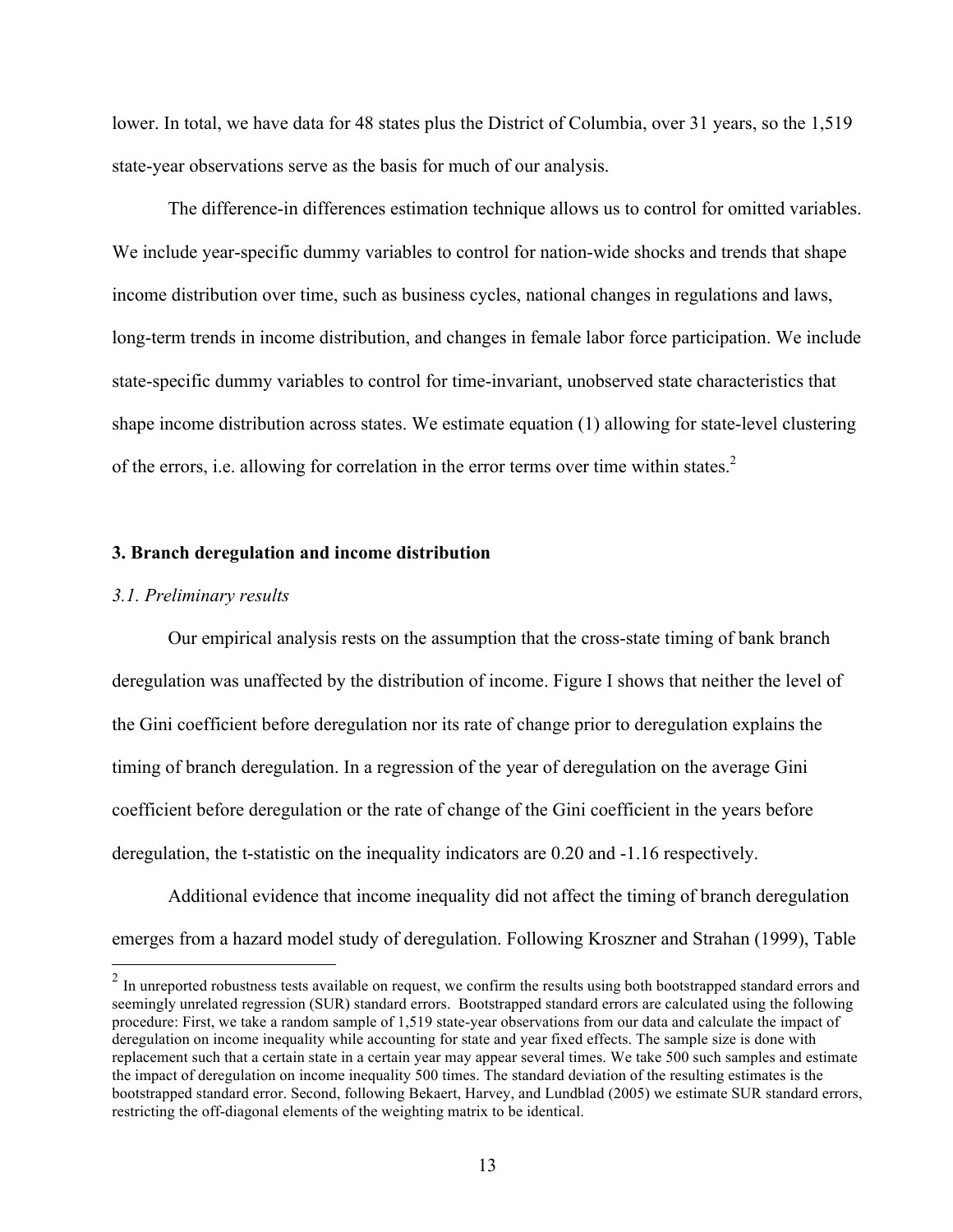lower. In total, we have data for 48 states plus the District of Columbia, over 31 years, so the 1,519 state-year observations serve as the basis for much of our analysis.

The difference-in differences estimation technique allows us to control for omitted variables. We include year-specific dummy variables to control for nation-wide shocks and trends that shape income distribution over time, such as business cycles, national changes in regulations and laws, long-term trends in income distribution, and changes in female labor force participation. We include state-specific dummy variables to control for time-invariant, unobserved state characteristics that shape income distribution across states. We estimate equation (1) allowing for state-level clustering of the errors, i.e. allowing for correlation in the error terms over time within states.[2]

### 3. Branch deregulation and income distribution

#### *3.1. Preliminary results*

Our empirical analysis rests on the assumption that the cross-state timing of bank branch deregulation was unaffected by the distribution of income. Figure I shows that neither the level of the Gini coefficient before deregulation nor its rate of change prior to deregulation explains the timing of branch deregulation. In a regression of the year of deregulation on the average Gini coefficient before deregulation or the rate of change of the Gini coefficient in the years before deregulation, the t-statistic on the inequality indicators are 0.20 and -1.16 respectively.

Additional evidence that income inequality did not affect the timing of branch deregulation emerges from a hazard model study of deregulation. Following Kroszner and Strahan (1999), Table

---

[2] In unreported robustness tests available on request, we confirm the results using both bootstrapped standard errors and seemingly unrelated regression (SUR) standard errors. Bootstrapped standard errors are calculated using the following procedure: First, we take a random sample of 1,519 state-year observations from our data and calculate the impact of deregulation on income inequality while accounting for state and year fixed effects. The sample size is done with replacement such that a certain state in a certain year may appear several times. We take 500 such samples and estimate the impact of deregulation on income inequality 500 times. The standard deviation of the resulting estimates is the bootstrapped standard error. Second, following Bekaert, Harvey, and Lundblad (2005) we estimate SUR standard errors, restricting the off-diagonal elements of the weighting matrix to be identical.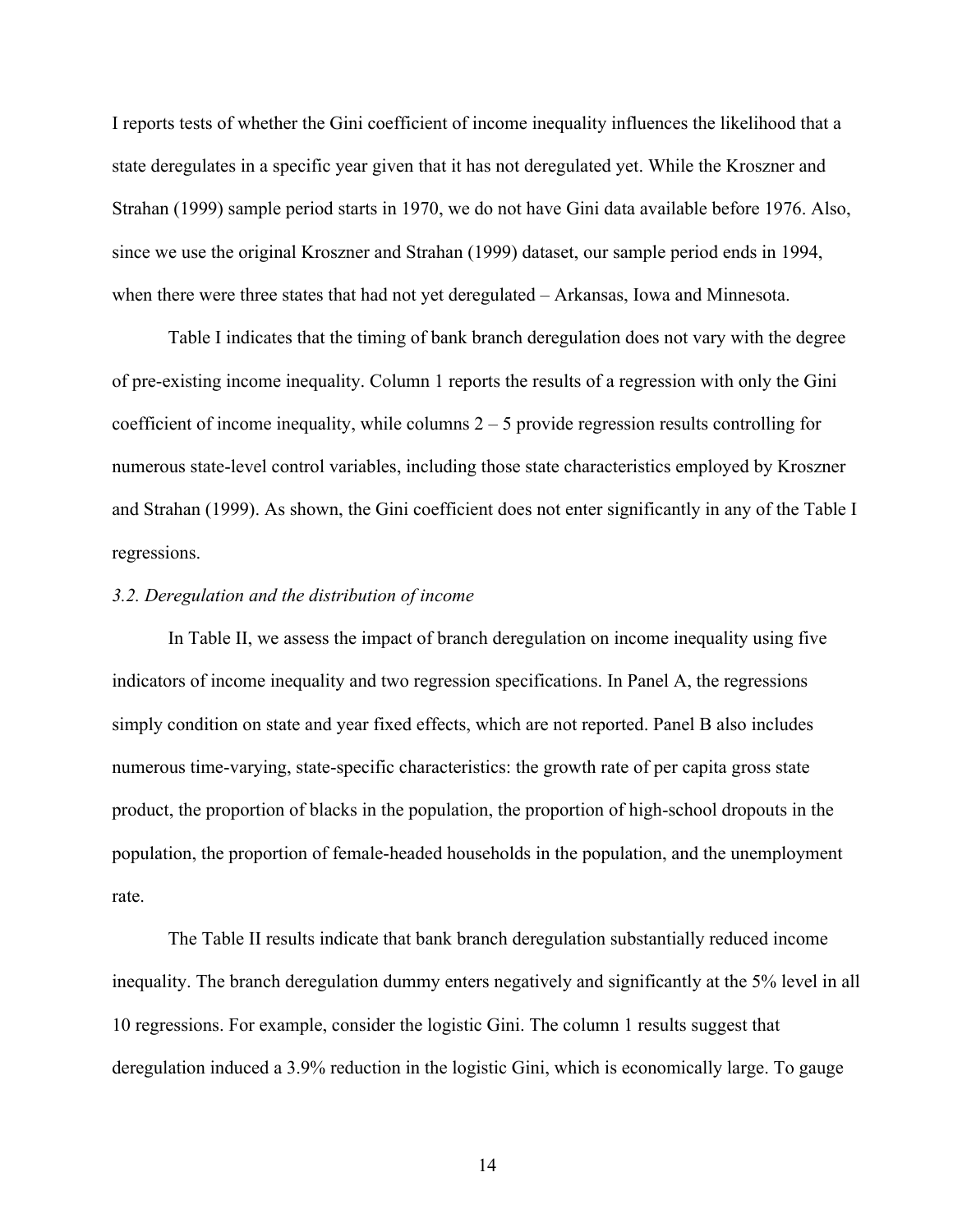I reports tests of whether the Gini coefficient of income inequality influences the likelihood that a state deregulates in a specific year given that it has not deregulated yet. While the Kroszner and Strahan (1999) sample period starts in 1970, we do not have Gini data available before 1976. Also, since we use the original Kroszner and Strahan (1999) dataset, our sample period ends in 1994, when there were three states that had not yet deregulated – Arkansas, Iowa and Minnesota.

Table I indicates that the timing of bank branch deregulation does not vary with the degree of pre-existing income inequality. Column 1 reports the results of a regression with only the Gini coefficient of income inequality, while columns 2 – 5 provide regression results controlling for numerous state-level control variables, including those state characteristics employed by Kroszner and Strahan (1999). As shown, the Gini coefficient does not enter significantly in any of the Table I regressions.

### *3.2. Deregulation and the distribution of income*

In Table II, we assess the impact of branch deregulation on income inequality using five indicators of income inequality and two regression specifications. In Panel A, the regressions simply condition on state and year fixed effects, which are not reported. Panel B also includes numerous time-varying, state-specific characteristics: the growth rate of per capita gross state product, the proportion of blacks in the population, the proportion of high-school dropouts in the population, the proportion of female-headed households in the population, and the unemployment rate.

The Table II results indicate that bank branch deregulation substantially reduced income inequality. The branch deregulation dummy enters negatively and significantly at the 5% level in all 10 regressions. For example, consider the logistic Gini. The column 1 results suggest that deregulation induced a 3.9% reduction in the logistic Gini, which is economically large. To gauge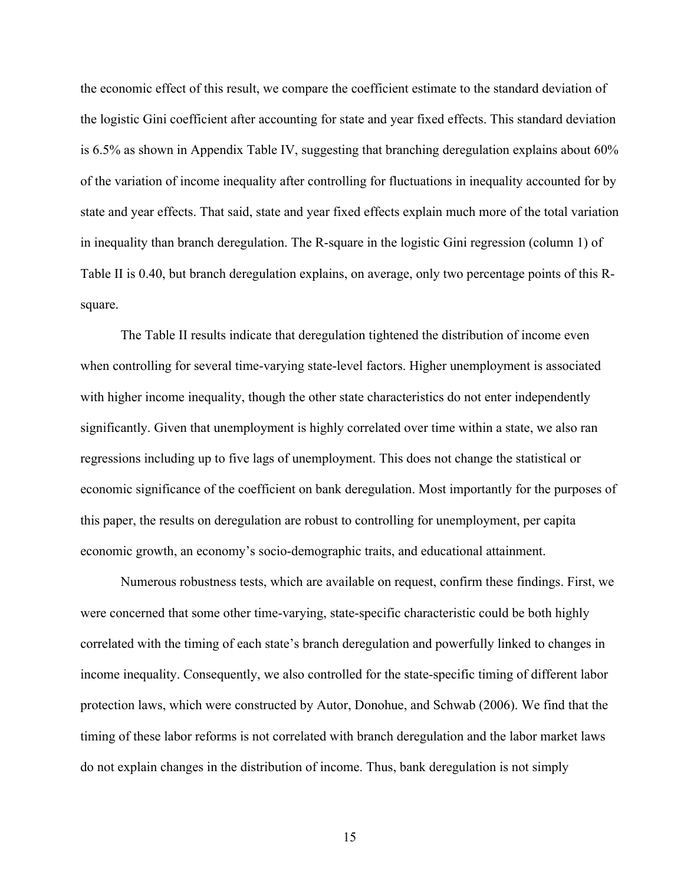the economic effect of this result, we compare the coefficient estimate to the standard deviation of the logistic Gini coefficient after accounting for state and year fixed effects. This standard deviation is 6.5% as shown in Appendix Table IV, suggesting that branching deregulation explains about 60% of the variation of income inequality after controlling for fluctuations in inequality accounted for by state and year effects. That said, state and year fixed effects explain much more of the total variation in inequality than branch deregulation. The R-square in the logistic Gini regression (column 1) of Table II is 0.40, but branch deregulation explains, on average, only two percentage points of this R-square.

The Table II results indicate that deregulation tightened the distribution of income even when controlling for several time-varying state-level factors. Higher unemployment is associated with higher income inequality, though the other state characteristics do not enter independently significantly. Given that unemployment is highly correlated over time within a state, we also ran regressions including up to five lags of unemployment. This does not change the statistical or economic significance of the coefficient on bank deregulation. Most importantly for the purposes of this paper, the results on deregulation are robust to controlling for unemployment, per capita economic growth, an economy's socio-demographic traits, and educational attainment.

Numerous robustness tests, which are available on request, confirm these findings. First, we were concerned that some other time-varying, state-specific characteristic could be both highly correlated with the timing of each state's branch deregulation and powerfully linked to changes in income inequality. Consequently, we also controlled for the state-specific timing of different labor protection laws, which were constructed by Autor, Donohue, and Schwab (2006). We find that the timing of these labor reforms is not correlated with branch deregulation and the labor market laws do not explain changes in the distribution of income. Thus, bank deregulation is not simply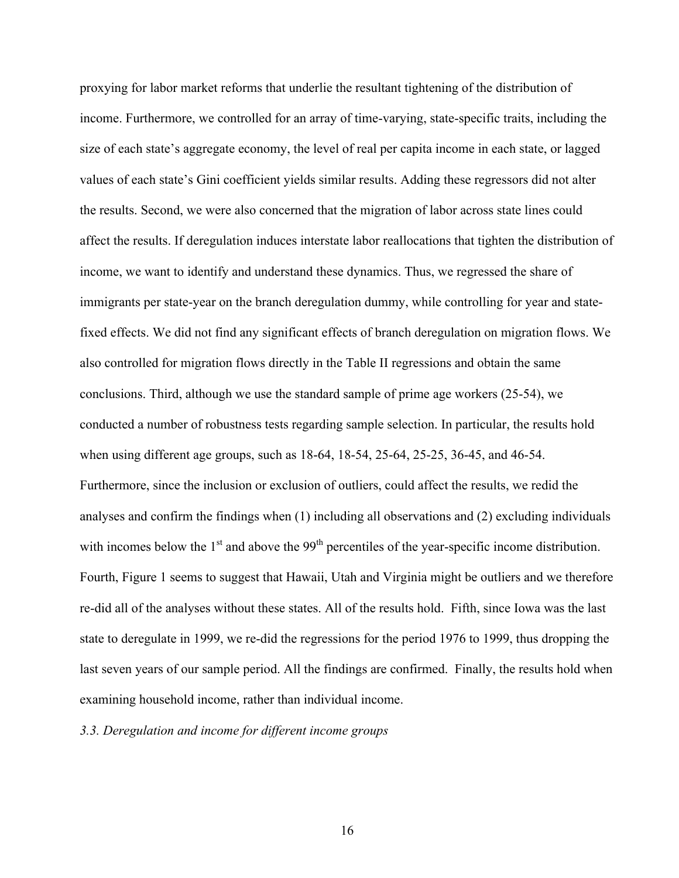proxying for labor market reforms that underlie the resultant tightening of the distribution of income. Furthermore, we controlled for an array of time-varying, state-specific traits, including the size of each state's aggregate economy, the level of real per capita income in each state, or lagged values of each state's Gini coefficient yields similar results. Adding these regressors did not alter the results. Second, we were also concerned that the migration of labor across state lines could affect the results. If deregulation induces interstate labor reallocations that tighten the distribution of income, we want to identify and understand these dynamics. Thus, we regressed the share of immigrants per state-year on the branch deregulation dummy, while controlling for year and state-fixed effects. We did not find any significant effects of branch deregulation on migration flows. We also controlled for migration flows directly in the Table II regressions and obtain the same conclusions. Third, although we use the standard sample of prime age workers (25-54), we conducted a number of robustness tests regarding sample selection. In particular, the results hold when using different age groups, such as 18-64, 18-54, 25-64, 25-25, 36-45, and 46-54. Furthermore, since the inclusion or exclusion of outliers, could affect the results, we redid the analyses and confirm the findings when (1) including all observations and (2) excluding individuals with incomes below the 1st and above the 99th percentiles of the year-specific income distribution. Fourth, Figure 1 seems to suggest that Hawaii, Utah and Virginia might be outliers and we therefore re-did all of the analyses without these states. All of the results hold. Fifth, since Iowa was the last state to deregulate in 1999, we re-did the regressions for the period 1976 to 1999, thus dropping the last seven years of our sample period. All the findings are confirmed. Finally, the results hold when examining household income, rather than individual income.

### *3.3. Deregulation and income for different income groups*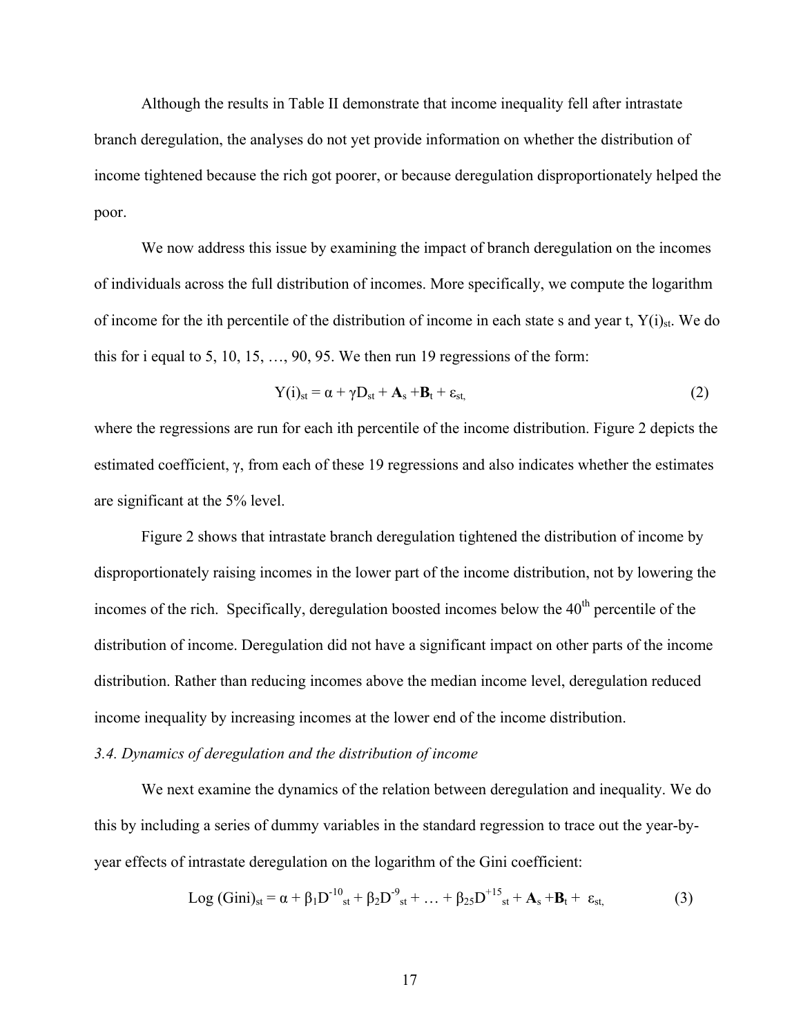Although the results in Table II demonstrate that income inequality fell after intrastate branch deregulation, the analyses do not yet provide information on whether the distribution of income tightened because the rich got poorer, or because deregulation disproportionately helped the poor.

We now address this issue by examining the impact of branch deregulation on the incomes of individuals across the full distribution of incomes. More specifically, we compute the logarithm of income for the ith percentile of the distribution of income in each state s and year t, $Y(i)_{st}$. We do this for i equal to 5, 10, 15, …, 90, 95. We then run 19 regressions of the form:

$$Y(i)_{st} = \alpha + \gamma D_{st} + \mathbf{A}_s + \mathbf{B}_t + \varepsilon_{st,} \tag{2}$$

where the regressions are run for each ith percentile of the income distribution. Figure 2 depicts the estimated coefficient, $\gamma$, from each of these 19 regressions and also indicates whether the estimates are significant at the 5% level.

Figure 2 shows that intrastate branch deregulation tightened the distribution of income by disproportionately raising incomes in the lower part of the income distribution, not by lowering the incomes of the rich. Specifically, deregulation boosted incomes below the 40th percentile of the distribution of income. Deregulation did not have a significant impact on other parts of the income distribution. Rather than reducing incomes above the median income level, deregulation reduced income inequality by increasing incomes at the lower end of the income distribution.

*3.4. Dynamics of deregulation and the distribution of income*

We next examine the dynamics of the relation between deregulation and inequality. We do this by including a series of dummy variables in the standard regression to trace out the year-by-year effects of intrastate deregulation on the logarithm of the Gini coefficient:

$$\text{Log (Gini)}_{st} = \alpha + \beta_1 D^{-10}_{st} + \beta_2 D^{-9}_{st} + \ldots + \beta_{25} D^{+15}_{st} + \mathbf{A}_s + \mathbf{B}_t + \varepsilon_{st,} \tag{3}$$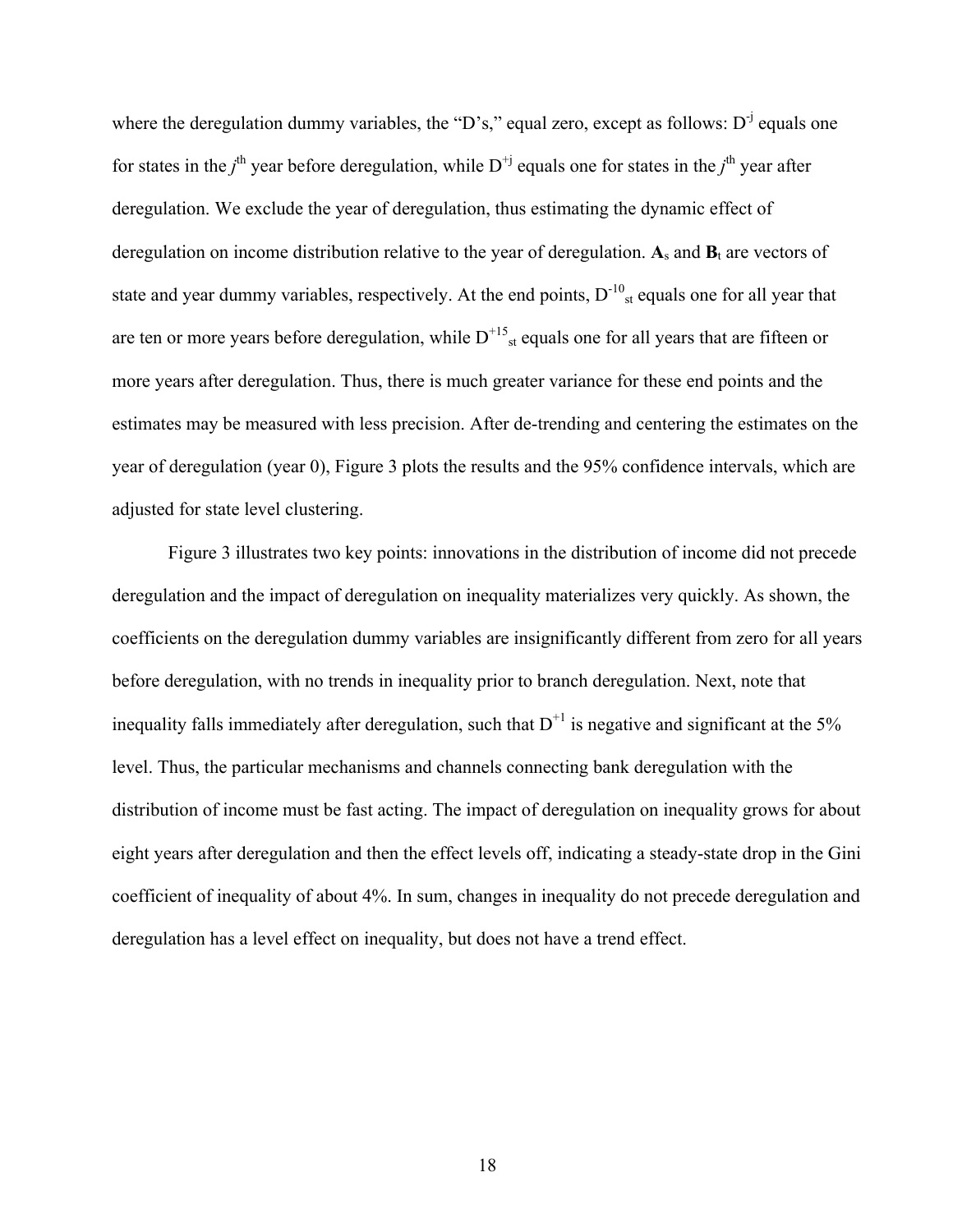where the deregulation dummy variables, the "D's," equal zero, except as follows: $D^{-j}$ equals one for states in the $j^{th}$ year before deregulation, while $D^{+j}$ equals one for states in the $j^{th}$ year after deregulation. We exclude the year of deregulation, thus estimating the dynamic effect of deregulation on income distribution relative to the year of deregulation. $\mathbf{A}_s$ and $\mathbf{B}_t$ are vectors of state and year dummy variables, respectively. At the end points, $D^{-10}_{st}$ equals one for all year that are ten or more years before deregulation, while $D^{+15}_{st}$ equals one for all years that are fifteen or more years after deregulation. Thus, there is much greater variance for these end points and the estimates may be measured with less precision. After de-trending and centering the estimates on the year of deregulation (year 0), Figure 3 plots the results and the 95% confidence intervals, which are adjusted for state level clustering.

Figure 3 illustrates two key points: innovations in the distribution of income did not precede deregulation and the impact of deregulation on inequality materializes very quickly. As shown, the coefficients on the deregulation dummy variables are insignificantly different from zero for all years before deregulation, with no trends in inequality prior to branch deregulation. Next, note that inequality falls immediately after deregulation, such that $D^{+1}$ is negative and significant at the 5% level. Thus, the particular mechanisms and channels connecting bank deregulation with the distribution of income must be fast acting. The impact of deregulation on inequality grows for about eight years after deregulation and then the effect levels off, indicating a steady-state drop in the Gini coefficient of inequality of about 4%. In sum, changes in inequality do not precede deregulation and deregulation has a level effect on inequality, but does not have a trend effect.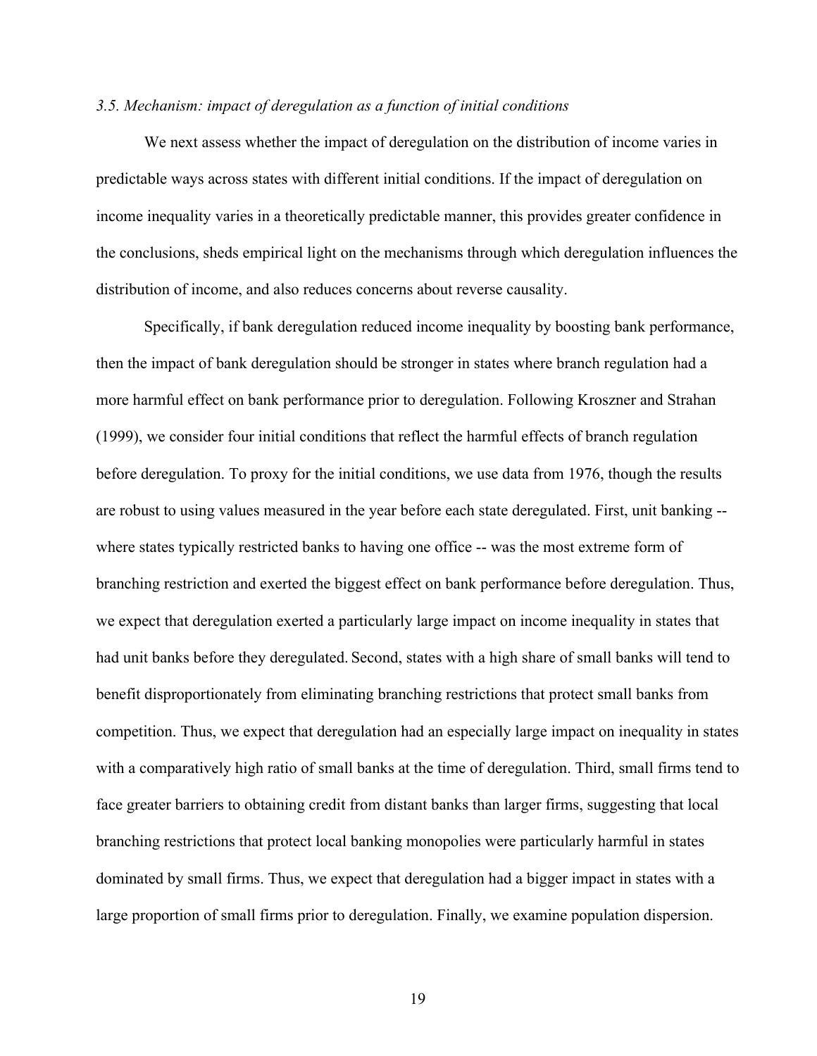### *3.5. Mechanism: impact of deregulation as a function of initial conditions*

We next assess whether the impact of deregulation on the distribution of income varies in predictable ways across states with different initial conditions. If the impact of deregulation on income inequality varies in a theoretically predictable manner, this provides greater confidence in the conclusions, sheds empirical light on the mechanisms through which deregulation influences the distribution of income, and also reduces concerns about reverse causality.

Specifically, if bank deregulation reduced income inequality by boosting bank performance, then the impact of bank deregulation should be stronger in states where branch regulation had a more harmful effect on bank performance prior to deregulation. Following Kroszner and Strahan (1999), we consider four initial conditions that reflect the harmful effects of branch regulation before deregulation. To proxy for the initial conditions, we use data from 1976, though the results are robust to using values measured in the year before each state deregulated. First, unit banking -- where states typically restricted banks to having one office -- was the most extreme form of branching restriction and exerted the biggest effect on bank performance before deregulation. Thus, we expect that deregulation exerted a particularly large impact on income inequality in states that had unit banks before they deregulated. Second, states with a high share of small banks will tend to benefit disproportionately from eliminating branching restrictions that protect small banks from competition. Thus, we expect that deregulation had an especially large impact on inequality in states with a comparatively high ratio of small banks at the time of deregulation. Third, small firms tend to face greater barriers to obtaining credit from distant banks than larger firms, suggesting that local branching restrictions that protect local banking monopolies were particularly harmful in states dominated by small firms. Thus, we expect that deregulation had a bigger impact in states with a large proportion of small firms prior to deregulation. Finally, we examine population dispersion.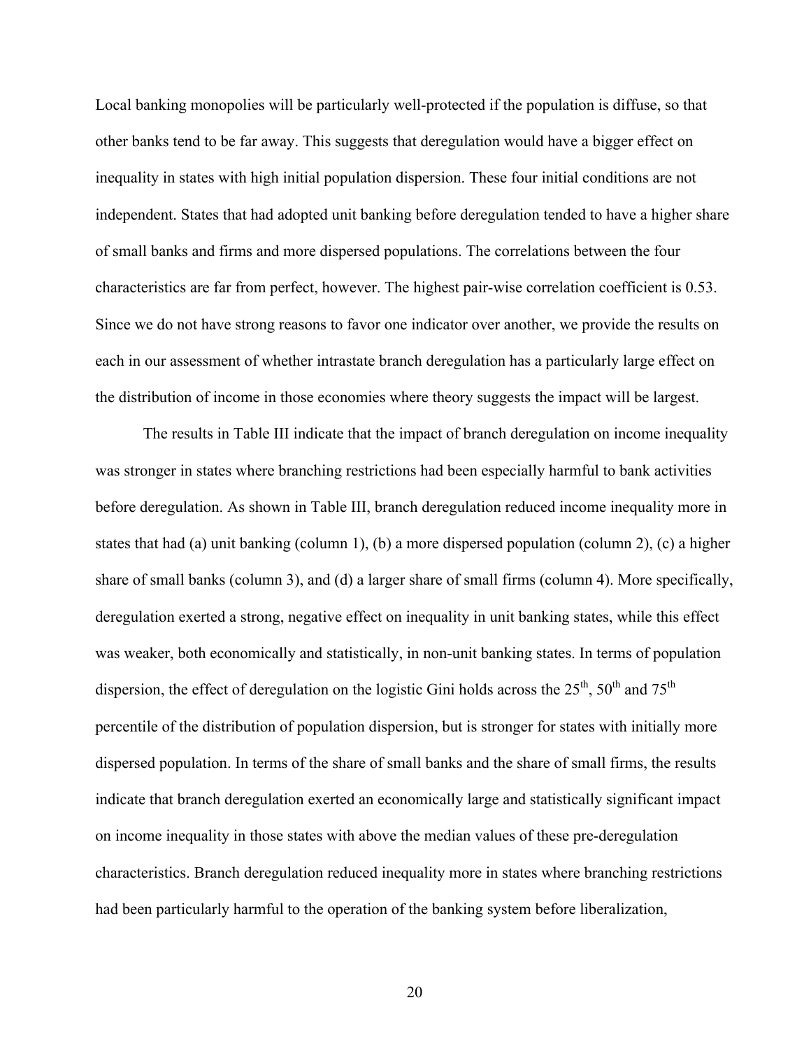Local banking monopolies will be particularly well-protected if the population is diffuse, so that other banks tend to be far away. This suggests that deregulation would have a bigger effect on inequality in states with high initial population dispersion. These four initial conditions are not independent. States that had adopted unit banking before deregulation tended to have a higher share of small banks and firms and more dispersed populations. The correlations between the four characteristics are far from perfect, however. The highest pair-wise correlation coefficient is 0.53. Since we do not have strong reasons to favor one indicator over another, we provide the results on each in our assessment of whether intrastate branch deregulation has a particularly large effect on the distribution of income in those economies where theory suggests the impact will be largest.

The results in Table III indicate that the impact of branch deregulation on income inequality was stronger in states where branching restrictions had been especially harmful to bank activities before deregulation. As shown in Table III, branch deregulation reduced income inequality more in states that had (a) unit banking (column 1), (b) a more dispersed population (column 2), (c) a higher share of small banks (column 3), and (d) a larger share of small firms (column 4). More specifically, deregulation exerted a strong, negative effect on inequality in unit banking states, while this effect was weaker, both economically and statistically, in non-unit banking states. In terms of population dispersion, the effect of deregulation on the logistic Gini holds across the 25$^{th}$, 50$^{th}$ and 75$^{th}$ percentile of the distribution of population dispersion, but is stronger for states with initially more dispersed population. In terms of the share of small banks and the share of small firms, the results indicate that branch deregulation exerted an economically large and statistically significant impact on income inequality in those states with above the median values of these pre-deregulation characteristics. Branch deregulation reduced inequality more in states where branching restrictions had been particularly harmful to the operation of the banking system before liberalization,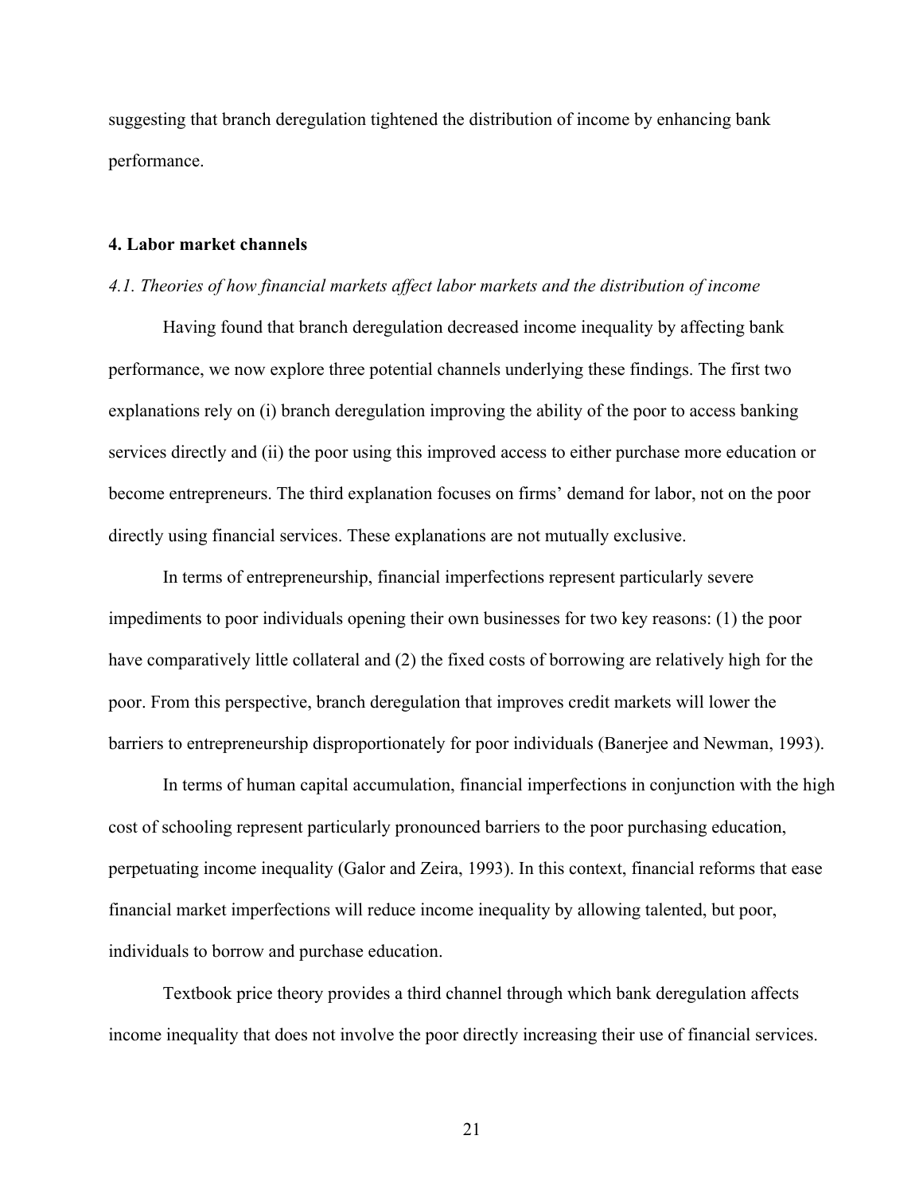suggesting that branch deregulation tightened the distribution of income by enhancing bank performance.

## 4. Labor market channels

### *4.1. Theories of how financial markets affect labor markets and the distribution of income*

Having found that branch deregulation decreased income inequality by affecting bank performance, we now explore three potential channels underlying these findings. The first two explanations rely on (i) branch deregulation improving the ability of the poor to access banking services directly and (ii) the poor using this improved access to either purchase more education or become entrepreneurs. The third explanation focuses on firms' demand for labor, not on the poor directly using financial services. These explanations are not mutually exclusive.

In terms of entrepreneurship, financial imperfections represent particularly severe impediments to poor individuals opening their own businesses for two key reasons: (1) the poor have comparatively little collateral and (2) the fixed costs of borrowing are relatively high for the poor. From this perspective, branch deregulation that improves credit markets will lower the barriers to entrepreneurship disproportionately for poor individuals (Banerjee and Newman, 1993).

In terms of human capital accumulation, financial imperfections in conjunction with the high cost of schooling represent particularly pronounced barriers to the poor purchasing education, perpetuating income inequality (Galor and Zeira, 1993). In this context, financial reforms that ease financial market imperfections will reduce income inequality by allowing talented, but poor, individuals to borrow and purchase education.

Textbook price theory provides a third channel through which bank deregulation affects income inequality that does not involve the poor directly increasing their use of financial services.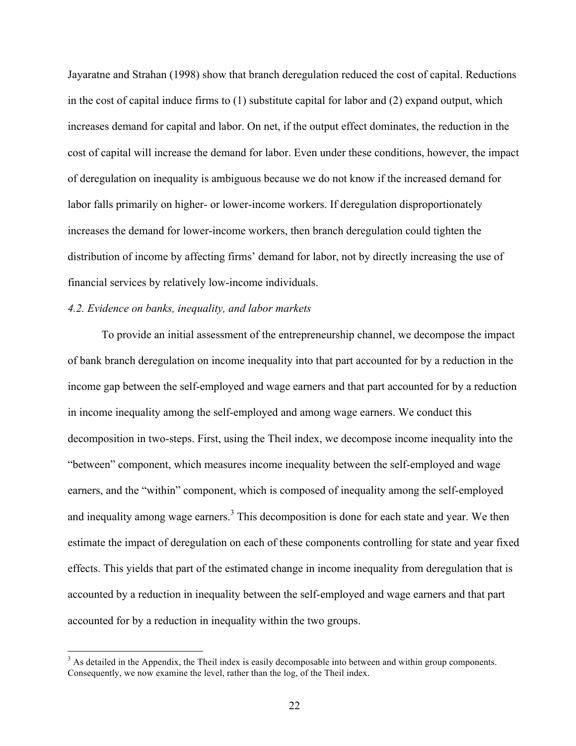Jayaratne and Strahan (1998) show that branch deregulation reduced the cost of capital. Reductions in the cost of capital induce firms to (1) substitute capital for labor and (2) expand output, which increases demand for capital and labor. On net, if the output effect dominates, the reduction in the cost of capital will increase the demand for labor. Even under these conditions, however, the impact of deregulation on inequality is ambiguous because we do not know if the increased demand for labor falls primarily on higher- or lower-income workers. If deregulation disproportionately increases the demand for lower-income workers, then branch deregulation could tighten the distribution of income by affecting firms' demand for labor, not by directly increasing the use of financial services by relatively low-income individuals.

*4.2. Evidence on banks, inequality, and labor markets*

To provide an initial assessment of the entrepreneurship channel, we decompose the impact of bank branch deregulation on income inequality into that part accounted for by a reduction in the income gap between the self-employed and wage earners and that part accounted for by a reduction in income inequality among the self-employed and among wage earners. We conduct this decomposition in two-steps. First, using the Theil index, we decompose income inequality into the "between" component, which measures income inequality between the self-employed and wage earners, and the "within" component, which is composed of inequality among the self-employed and inequality among wage earners.[3] This decomposition is done for each state and year. We then estimate the impact of deregulation on each of these components controlling for state and year fixed effects. This yields that part of the estimated change in income inequality from deregulation that is accounted by a reduction in inequality between the self-employed and wage earners and that part accounted for by a reduction in inequality within the two groups.

[3] As detailed in the Appendix, the Theil index is easily decomposable into between and within group components. Consequently, we now examine the level, rather than the log, of the Theil index.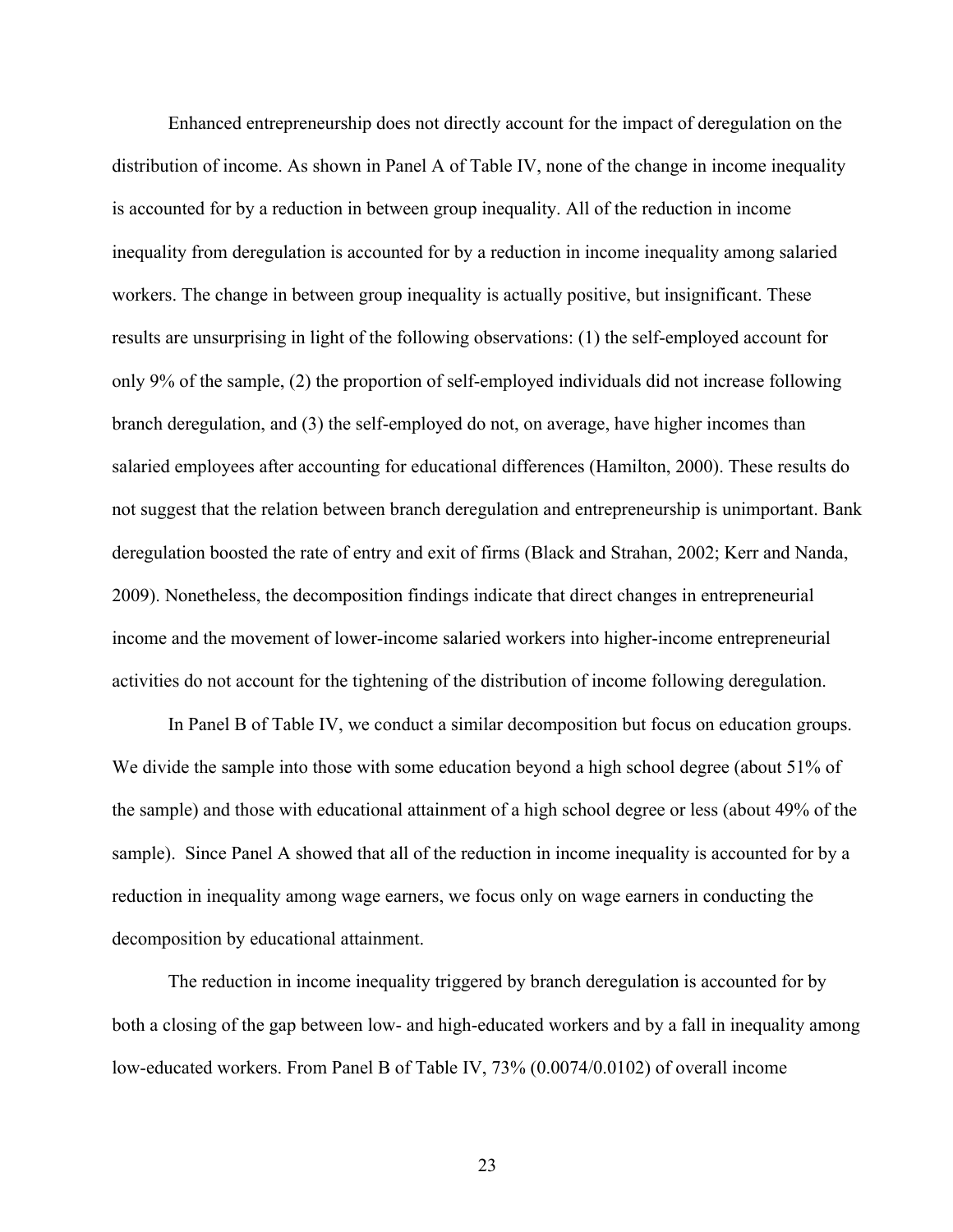Enhanced entrepreneurship does not directly account for the impact of deregulation on the distribution of income. As shown in Panel A of Table IV, none of the change in income inequality is accounted for by a reduction in between group inequality. All of the reduction in income inequality from deregulation is accounted for by a reduction in income inequality among salaried workers. The change in between group inequality is actually positive, but insignificant. These results are unsurprising in light of the following observations: (1) the self-employed account for only 9% of the sample, (2) the proportion of self-employed individuals did not increase following branch deregulation, and (3) the self-employed do not, on average, have higher incomes than salaried employees after accounting for educational differences (Hamilton, 2000). These results do not suggest that the relation between branch deregulation and entrepreneurship is unimportant. Bank deregulation boosted the rate of entry and exit of firms (Black and Strahan, 2002; Kerr and Nanda, 2009). Nonetheless, the decomposition findings indicate that direct changes in entrepreneurial income and the movement of lower-income salaried workers into higher-income entrepreneurial activities do not account for the tightening of the distribution of income following deregulation.

In Panel B of Table IV, we conduct a similar decomposition but focus on education groups. We divide the sample into those with some education beyond a high school degree (about 51% of the sample) and those with educational attainment of a high school degree or less (about 49% of the sample). Since Panel A showed that all of the reduction in income inequality is accounted for by a reduction in inequality among wage earners, we focus only on wage earners in conducting the decomposition by educational attainment.

The reduction in income inequality triggered by branch deregulation is accounted for by both a closing of the gap between low- and high-educated workers and by a fall in inequality among low-educated workers. From Panel B of Table IV, 73% (0.0074/0.0102) of overall income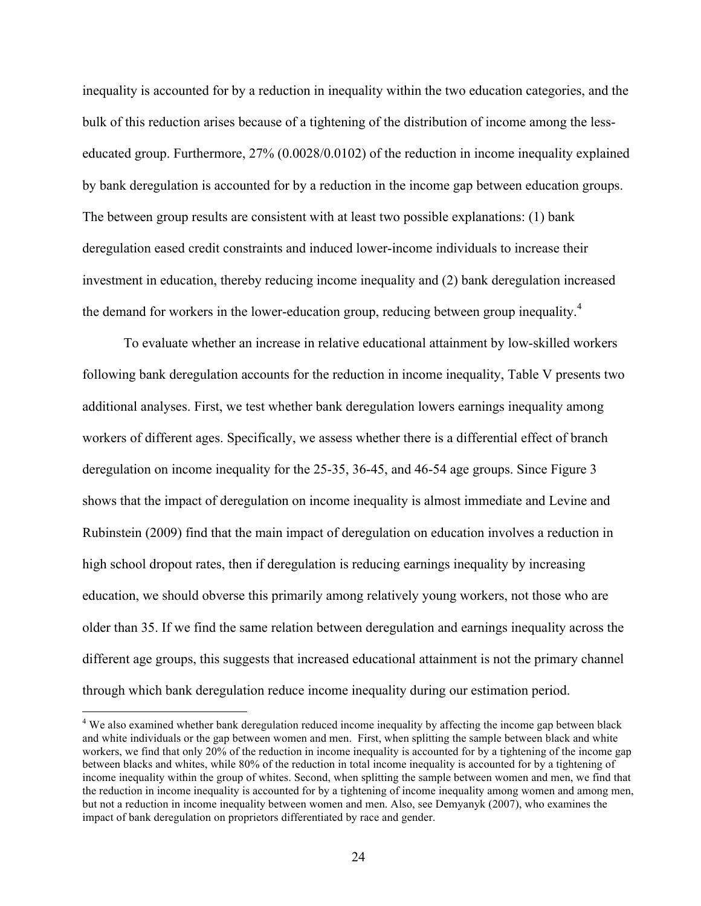inequality is accounted for by a reduction in inequality within the two education categories, and the bulk of this reduction arises because of a tightening of the distribution of income among the less-educated group. Furthermore, 27% (0.0028/0.0102) of the reduction in income inequality explained by bank deregulation is accounted for by a reduction in the income gap between education groups. The between group results are consistent with at least two possible explanations: (1) bank deregulation eased credit constraints and induced lower-income individuals to increase their investment in education, thereby reducing income inequality and (2) bank deregulation increased the demand for workers in the lower-education group, reducing between group inequality.[4]

To evaluate whether an increase in relative educational attainment by low-skilled workers following bank deregulation accounts for the reduction in income inequality, Table V presents two additional analyses. First, we test whether bank deregulation lowers earnings inequality among workers of different ages. Specifically, we assess whether there is a differential effect of branch deregulation on income inequality for the 25-35, 36-45, and 46-54 age groups. Since Figure 3 shows that the impact of deregulation on income inequality is almost immediate and Levine and Rubinstein (2009) find that the main impact of deregulation on education involves a reduction in high school dropout rates, then if deregulation is reducing earnings inequality by increasing education, we should obverse this primarily among relatively young workers, not those who are older than 35. If we find the same relation between deregulation and earnings inequality across the different age groups, this suggests that increased educational attainment is not the primary channel through which bank deregulation reduce income inequality during our estimation period.

[4] We also examined whether bank deregulation reduced income inequality by affecting the income gap between black and white individuals or the gap between women and men. First, when splitting the sample between black and white workers, we find that only 20% of the reduction in income inequality is accounted for by a tightening of the income gap between blacks and whites, while 80% of the reduction in total income inequality is accounted for by a tightening of income inequality within the group of whites. Second, when splitting the sample between women and men, we find that the reduction in income inequality is accounted for by a tightening of income inequality among women and among men, but not a reduction in income inequality between women and men. Also, see Demyanyk (2007), who examines the impact of bank deregulation on proprietors differentiated by race and gender.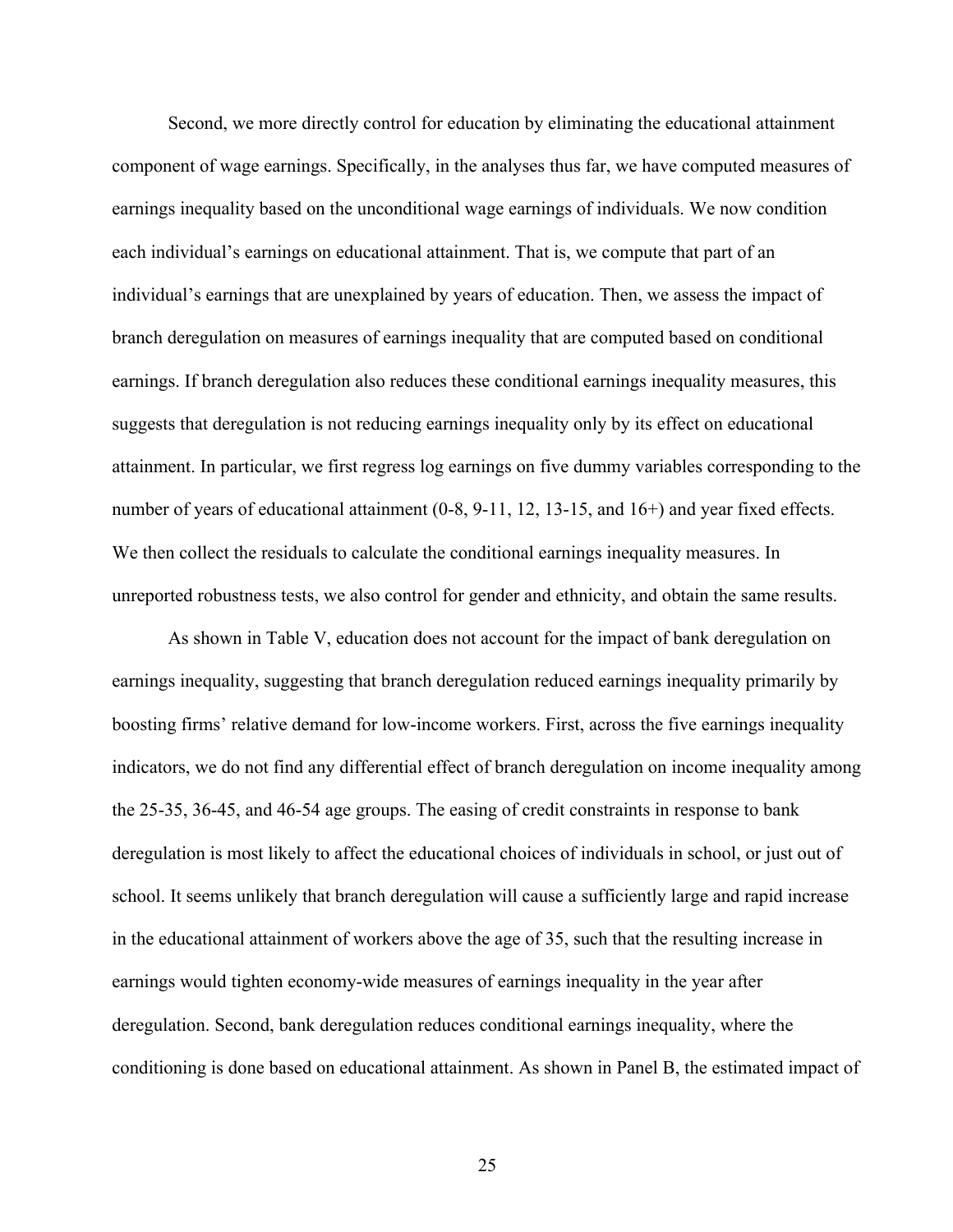Second, we more directly control for education by eliminating the educational attainment component of wage earnings. Specifically, in the analyses thus far, we have computed measures of earnings inequality based on the unconditional wage earnings of individuals. We now condition each individual's earnings on educational attainment. That is, we compute that part of an individual's earnings that are unexplained by years of education. Then, we assess the impact of branch deregulation on measures of earnings inequality that are computed based on conditional earnings. If branch deregulation also reduces these conditional earnings inequality measures, this suggests that deregulation is not reducing earnings inequality only by its effect on educational attainment. In particular, we first regress log earnings on five dummy variables corresponding to the number of years of educational attainment (0-8, 9-11, 12, 13-15, and 16+) and year fixed effects. We then collect the residuals to calculate the conditional earnings inequality measures. In unreported robustness tests, we also control for gender and ethnicity, and obtain the same results.

As shown in Table V, education does not account for the impact of bank deregulation on earnings inequality, suggesting that branch deregulation reduced earnings inequality primarily by boosting firms' relative demand for low-income workers. First, across the five earnings inequality indicators, we do not find any differential effect of branch deregulation on income inequality among the 25-35, 36-45, and 46-54 age groups. The easing of credit constraints in response to bank deregulation is most likely to affect the educational choices of individuals in school, or just out of school. It seems unlikely that branch deregulation will cause a sufficiently large and rapid increase in the educational attainment of workers above the age of 35, such that the resulting increase in earnings would tighten economy-wide measures of earnings inequality in the year after deregulation. Second, bank deregulation reduces conditional earnings inequality, where the conditioning is done based on educational attainment. As shown in Panel B, the estimated impact of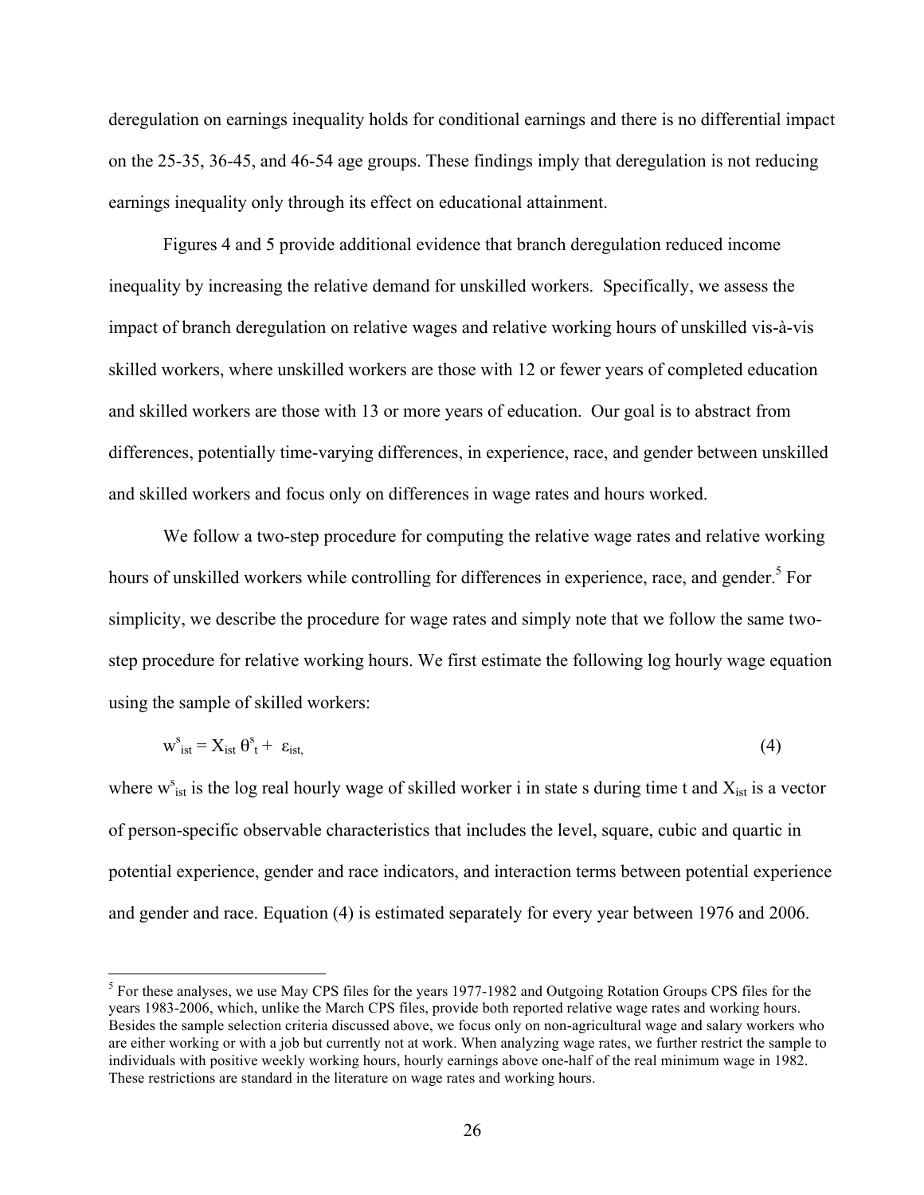deregulation on earnings inequality holds for conditional earnings and there is no differential impact on the 25-35, 36-45, and 46-54 age groups. These findings imply that deregulation is not reducing earnings inequality only through its effect on educational attainment.

Figures 4 and 5 provide additional evidence that branch deregulation reduced income inequality by increasing the relative demand for unskilled workers. Specifically, we assess the impact of branch deregulation on relative wages and relative working hours of unskilled vis-à-vis skilled workers, where unskilled workers are those with 12 or fewer years of completed education and skilled workers are those with 13 or more years of education. Our goal is to abstract from differences, potentially time-varying differences, in experience, race, and gender between unskilled and skilled workers and focus only on differences in wage rates and hours worked.

We follow a two-step procedure for computing the relative wage rates and relative working hours of unskilled workers while controlling for differences in experience, race, and gender.[5] For simplicity, we describe the procedure for wage rates and simply note that we follow the same two-step procedure for relative working hours. We first estimate the following log hourly wage equation using the sample of skilled workers:

$$w^{s}_{ist} = X_{ist}\,\theta^{s}_{t} + \varepsilon_{ist}, \tag{4}$$

where $w^{s}_{ist}$ is the log real hourly wage of skilled worker i in state s during time t and $X_{ist}$ is a vector of person-specific observable characteristics that includes the level, square, cubic and quartic in potential experience, gender and race indicators, and interaction terms between potential experience and gender and race. Equation (4) is estimated separately for every year between 1976 and 2006.

[5] For these analyses, we use May CPS files for the years 1977-1982 and Outgoing Rotation Groups CPS files for the years 1983-2006, which, unlike the March CPS files, provide both reported relative wage rates and working hours. Besides the sample selection criteria discussed above, we focus only on non-agricultural wage and salary workers who are either working or with a job but currently not at work. When analyzing wage rates, we further restrict the sample to individuals with positive weekly working hours, hourly earnings above one-half of the real minimum wage in 1982. These restrictions are standard in the literature on wage rates and working hours.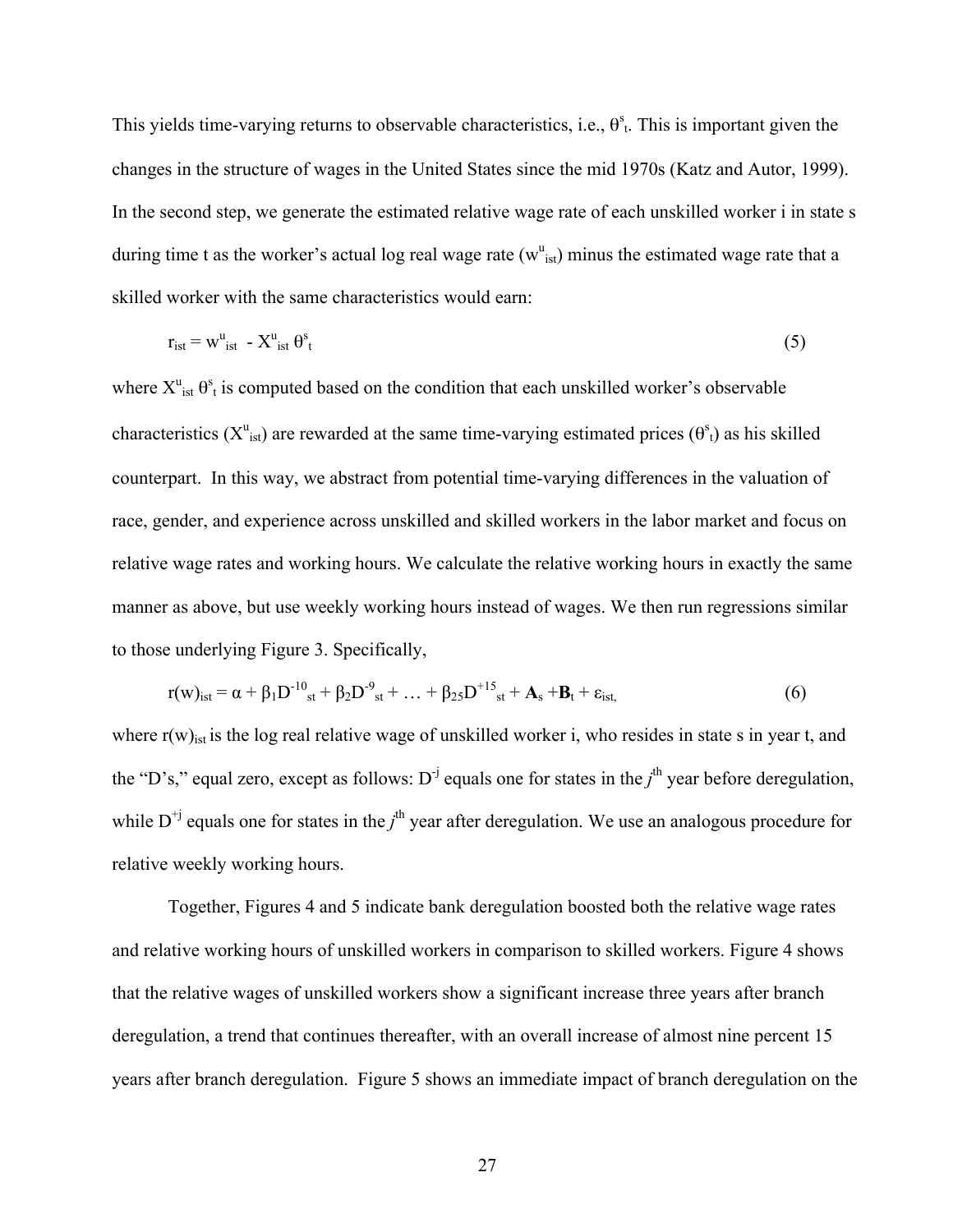This yields time-varying returns to observable characteristics, i.e., $\theta^s_t$. This is important given the changes in the structure of wages in the United States since the mid 1970s (Katz and Autor, 1999). In the second step, we generate the estimated relative wage rate of each unskilled worker i in state s during time t as the worker's actual log real wage rate ($w^u_{ist}$) minus the estimated wage rate that a skilled worker with the same characteristics would earn:

$$r_{ist} = w^u_{ist} - X^u_{ist}\,\theta^s_t \qquad (5)$$

where $X^u_{ist}\,\theta^s_t$ is computed based on the condition that each unskilled worker's observable characteristics ($X^u_{ist}$) are rewarded at the same time-varying estimated prices ($\theta^s_t$) as his skilled counterpart. In this way, we abstract from potential time-varying differences in the valuation of race, gender, and experience across unskilled and skilled workers in the labor market and focus on relative wage rates and working hours. We calculate the relative working hours in exactly the same manner as above, but use weekly working hours instead of wages. We then run regressions similar to those underlying Figure 3. Specifically,

$$r(w)_{ist} = \alpha + \beta_1 D^{-10}_{st} + \beta_2 D^{-9}_{st} + \ldots + \beta_{25} D^{+15}_{st} + \mathbf{A}_s + \mathbf{B}_t + \varepsilon_{ist,} \qquad (6)$$

where $r(w)_{ist}$ is the log real relative wage of unskilled worker i, who resides in state s in year t, and the "D's," equal zero, except as follows: $D^{-j}$ equals one for states in the $j^{th}$ year before deregulation, while $D^{+j}$ equals one for states in the $j^{th}$ year after deregulation. We use an analogous procedure for relative weekly working hours.

Together, Figures 4 and 5 indicate bank deregulation boosted both the relative wage rates and relative working hours of unskilled workers in comparison to skilled workers. Figure 4 shows that the relative wages of unskilled workers show a significant increase three years after branch deregulation, a trend that continues thereafter, with an overall increase of almost nine percent 15 years after branch deregulation. Figure 5 shows an immediate impact of branch deregulation on the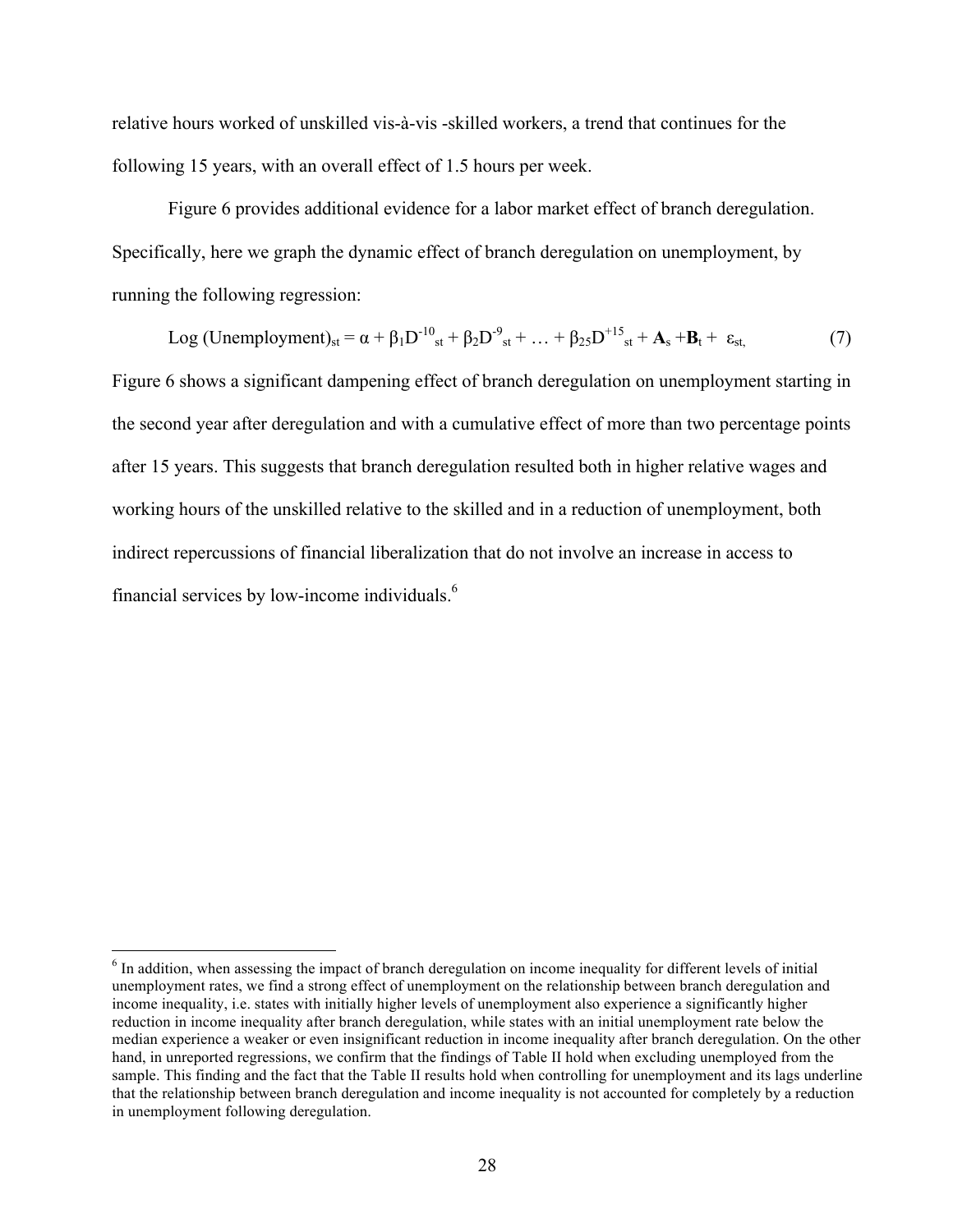relative hours worked of unskilled vis-à-vis -skilled workers, a trend that continues for the following 15 years, with an overall effect of 1.5 hours per week.

Figure 6 provides additional evidence for a labor market effect of branch deregulation. Specifically, here we graph the dynamic effect of branch deregulation on unemployment, by running the following regression:

$$\text{Log (Unemployment)}_{st} = \alpha + \beta_1 D^{-10}_{st} + \beta_2 D^{-9}_{st} + \ldots + \beta_{25} D^{+15}_{st} + \mathbf{A}_s + \mathbf{B}_t + \varepsilon_{st}, \tag{7}$$

Figure 6 shows a significant dampening effect of branch deregulation on unemployment starting in the second year after deregulation and with a cumulative effect of more than two percentage points after 15 years. This suggests that branch deregulation resulted both in higher relative wages and working hours of the unskilled relative to the skilled and in a reduction of unemployment, both indirect repercussions of financial liberalization that do not involve an increase in access to financial services by low-income individuals.[6]

[6] In addition, when assessing the impact of branch deregulation on income inequality for different levels of initial unemployment rates, we find a strong effect of unemployment on the relationship between branch deregulation and income inequality, i.e. states with initially higher levels of unemployment also experience a significantly higher reduction in income inequality after branch deregulation, while states with an initial unemployment rate below the median experience a weaker or even insignificant reduction in income inequality after branch deregulation. On the other hand, in unreported regressions, we confirm that the findings of Table II hold when excluding unemployed from the sample. This finding and the fact that the Table II results hold when controlling for unemployment and its lags underline that the relationship between branch deregulation and income inequality is not accounted for completely by a reduction in unemployment following deregulation.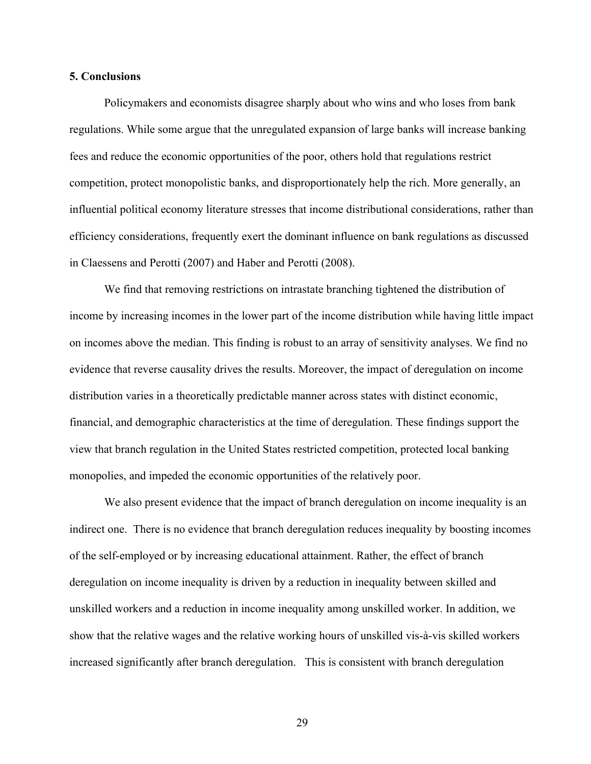## 5. Conclusions

Policymakers and economists disagree sharply about who wins and who loses from bank regulations. While some argue that the unregulated expansion of large banks will increase banking fees and reduce the economic opportunities of the poor, others hold that regulations restrict competition, protect monopolistic banks, and disproportionately help the rich. More generally, an influential political economy literature stresses that income distributional considerations, rather than efficiency considerations, frequently exert the dominant influence on bank regulations as discussed in Claessens and Perotti (2007) and Haber and Perotti (2008).

We find that removing restrictions on intrastate branching tightened the distribution of income by increasing incomes in the lower part of the income distribution while having little impact on incomes above the median. This finding is robust to an array of sensitivity analyses. We find no evidence that reverse causality drives the results. Moreover, the impact of deregulation on income distribution varies in a theoretically predictable manner across states with distinct economic, financial, and demographic characteristics at the time of deregulation. These findings support the view that branch regulation in the United States restricted competition, protected local banking monopolies, and impeded the economic opportunities of the relatively poor.

We also present evidence that the impact of branch deregulation on income inequality is an indirect one. There is no evidence that branch deregulation reduces inequality by boosting incomes of the self-employed or by increasing educational attainment. Rather, the effect of branch deregulation on income inequality is driven by a reduction in inequality between skilled and unskilled workers and a reduction in income inequality among unskilled worker. In addition, we show that the relative wages and the relative working hours of unskilled vis-à-vis skilled workers increased significantly after branch deregulation. This is consistent with branch deregulation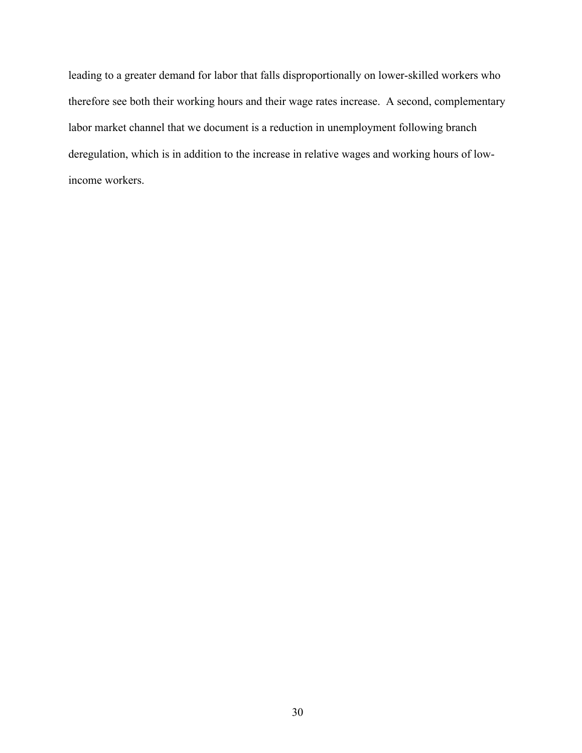leading to a greater demand for labor that falls disproportionally on lower-skilled workers who therefore see both their working hours and their wage rates increase. A second, complementary labor market channel that we document is a reduction in unemployment following branch deregulation, which is in addition to the increase in relative wages and working hours of low-income workers.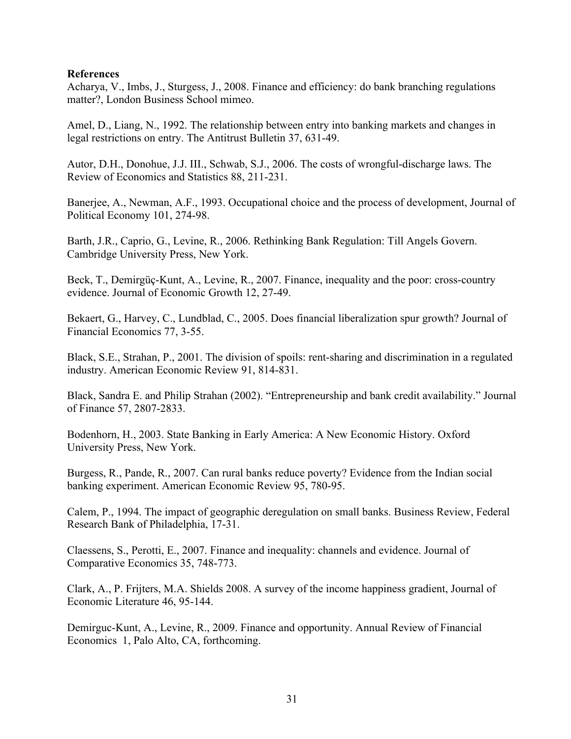**References**

Acharya, V., Imbs, J., Sturgess, J., 2008. Finance and efficiency: do bank branching regulations matter?, London Business School mimeo.

Amel, D., Liang, N., 1992. The relationship between entry into banking markets and changes in legal restrictions on entry. The Antitrust Bulletin 37, 631-49.

Autor, D.H., Donohue, J.J. III., Schwab, S.J., 2006. The costs of wrongful-discharge laws. The Review of Economics and Statistics 88, 211-231.

Banerjee, A., Newman, A.F., 1993. Occupational choice and the process of development, Journal of Political Economy 101, 274-98.

Barth, J.R., Caprio, G., Levine, R., 2006. Rethinking Bank Regulation: Till Angels Govern. Cambridge University Press, New York.

Beck, T., Demirgüç-Kunt, A., Levine, R., 2007. Finance, inequality and the poor: cross-country evidence. Journal of Economic Growth 12, 27-49.

Bekaert, G., Harvey, C., Lundblad, C., 2005. Does financial liberalization spur growth? Journal of Financial Economics 77, 3-55.

Black, S.E., Strahan, P., 2001. The division of spoils: rent-sharing and discrimination in a regulated industry. American Economic Review 91, 814-831.

Black, Sandra E. and Philip Strahan (2002). "Entrepreneurship and bank credit availability." Journal of Finance 57, 2807-2833.

Bodenhorn, H., 2003. State Banking in Early America: A New Economic History. Oxford University Press, New York.

Burgess, R., Pande, R., 2007. Can rural banks reduce poverty? Evidence from the Indian social banking experiment. American Economic Review 95, 780-95.

Calem, P., 1994. The impact of geographic deregulation on small banks. Business Review, Federal Research Bank of Philadelphia, 17-31.

Claessens, S., Perotti, E., 2007. Finance and inequality: channels and evidence. Journal of Comparative Economics 35, 748-773.

Clark, A., P. Frijters, M.A. Shields 2008. A survey of the income happiness gradient, Journal of Economic Literature 46, 95-144.

Demirguc-Kunt, A., Levine, R., 2009. Finance and opportunity. Annual Review of Financial Economics 1, Palo Alto, CA, forthcoming.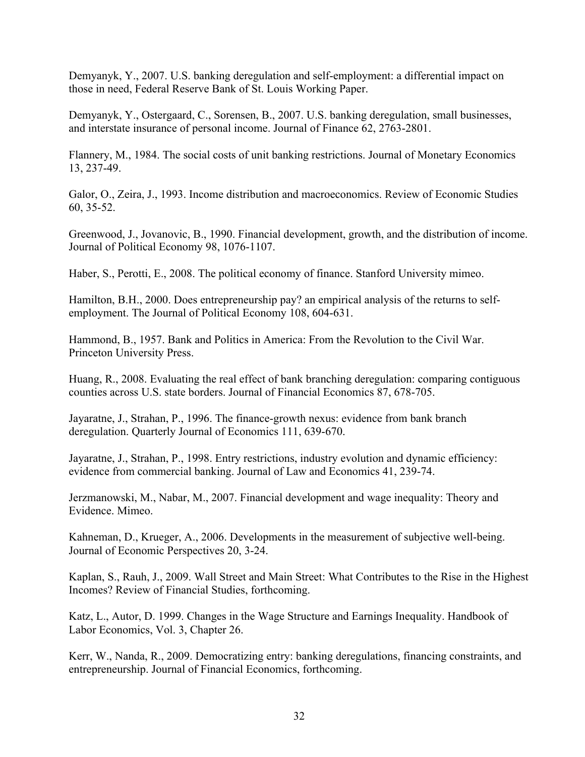Demyanyk, Y., 2007. U.S. banking deregulation and self-employment: a differential impact on those in need, Federal Reserve Bank of St. Louis Working Paper.

Demyanyk, Y., Ostergaard, C., Sorensen, B., 2007. U.S. banking deregulation, small businesses, and interstate insurance of personal income. Journal of Finance 62, 2763-2801.

Flannery, M., 1984. The social costs of unit banking restrictions. Journal of Monetary Economics 13, 237-49.

Galor, O., Zeira, J., 1993. Income distribution and macroeconomics. Review of Economic Studies 60, 35-52.

Greenwood, J., Jovanovic, B., 1990. Financial development, growth, and the distribution of income. Journal of Political Economy 98, 1076-1107.

Haber, S., Perotti, E., 2008. The political economy of finance. Stanford University mimeo.

Hamilton, B.H., 2000. Does entrepreneurship pay? an empirical analysis of the returns to self-employment. The Journal of Political Economy 108, 604-631.

Hammond, B., 1957. Bank and Politics in America: From the Revolution to the Civil War. Princeton University Press.

Huang, R., 2008. Evaluating the real effect of bank branching deregulation: comparing contiguous counties across U.S. state borders. Journal of Financial Economics 87, 678-705.

Jayaratne, J., Strahan, P., 1996. The finance-growth nexus: evidence from bank branch deregulation. Quarterly Journal of Economics 111, 639-670.

Jayaratne, J., Strahan, P., 1998. Entry restrictions, industry evolution and dynamic efficiency: evidence from commercial banking. Journal of Law and Economics 41, 239-74.

Jerzmanowski, M., Nabar, M., 2007. Financial development and wage inequality: Theory and Evidence. Mimeo.

Kahneman, D., Krueger, A., 2006. Developments in the measurement of subjective well-being. Journal of Economic Perspectives 20, 3-24.

Kaplan, S., Rauh, J., 2009. Wall Street and Main Street: What Contributes to the Rise in the Highest Incomes? Review of Financial Studies, forthcoming.

Katz, L., Autor, D. 1999. Changes in the Wage Structure and Earnings Inequality. Handbook of Labor Economics, Vol. 3, Chapter 26.

Kerr, W., Nanda, R., 2009. Democratizing entry: banking deregulations, financing constraints, and entrepreneurship. Journal of Financial Economics, forthcoming.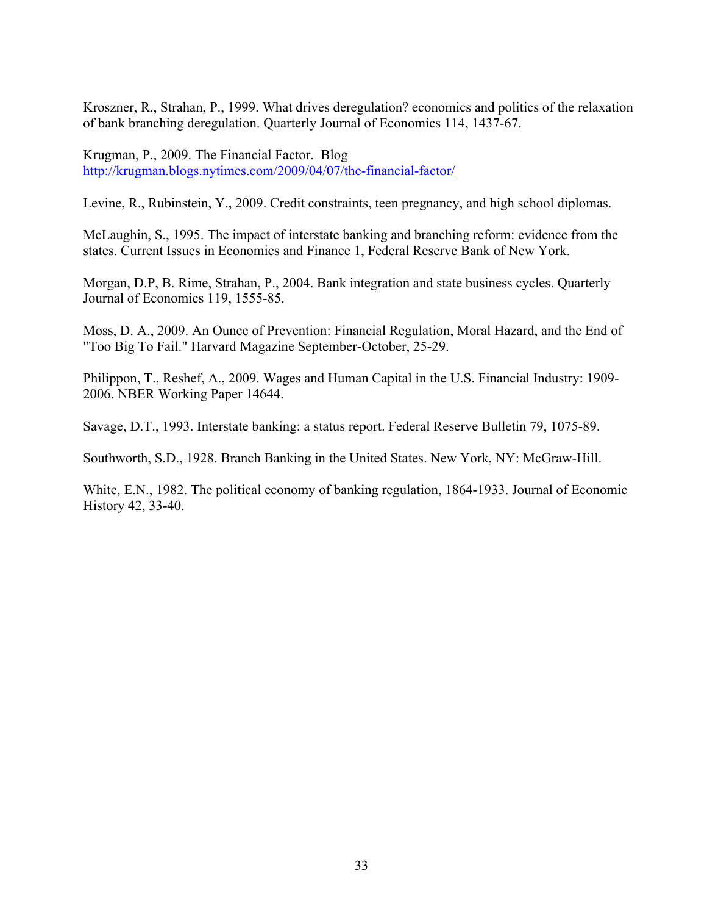Kroszner, R., Strahan, P., 1999. What drives deregulation? economics and politics of the relaxation of bank branching deregulation. Quarterly Journal of Economics 114, 1437-67.

Krugman, P., 2009. The Financial Factor. Blog http://krugman.blogs.nytimes.com/2009/04/07/the-financial-factor/

Levine, R., Rubinstein, Y., 2009. Credit constraints, teen pregnancy, and high school diplomas.

McLaughin, S., 1995. The impact of interstate banking and branching reform: evidence from the states. Current Issues in Economics and Finance 1, Federal Reserve Bank of New York.

Morgan, D.P, B. Rime, Strahan, P., 2004. Bank integration and state business cycles. Quarterly Journal of Economics 119, 1555-85.

Moss, D. A., 2009. An Ounce of Prevention: Financial Regulation, Moral Hazard, and the End of "Too Big To Fail." Harvard Magazine September-October, 25-29.

Philippon, T., Reshef, A., 2009. Wages and Human Capital in the U.S. Financial Industry: 1909-2006. NBER Working Paper 14644.

Savage, D.T., 1993. Interstate banking: a status report. Federal Reserve Bulletin 79, 1075-89.

Southworth, S.D., 1928. Branch Banking in the United States. New York, NY: McGraw-Hill.

White, E.N., 1982. The political economy of banking regulation, 1864-1933. Journal of Economic History 42, 33-40.